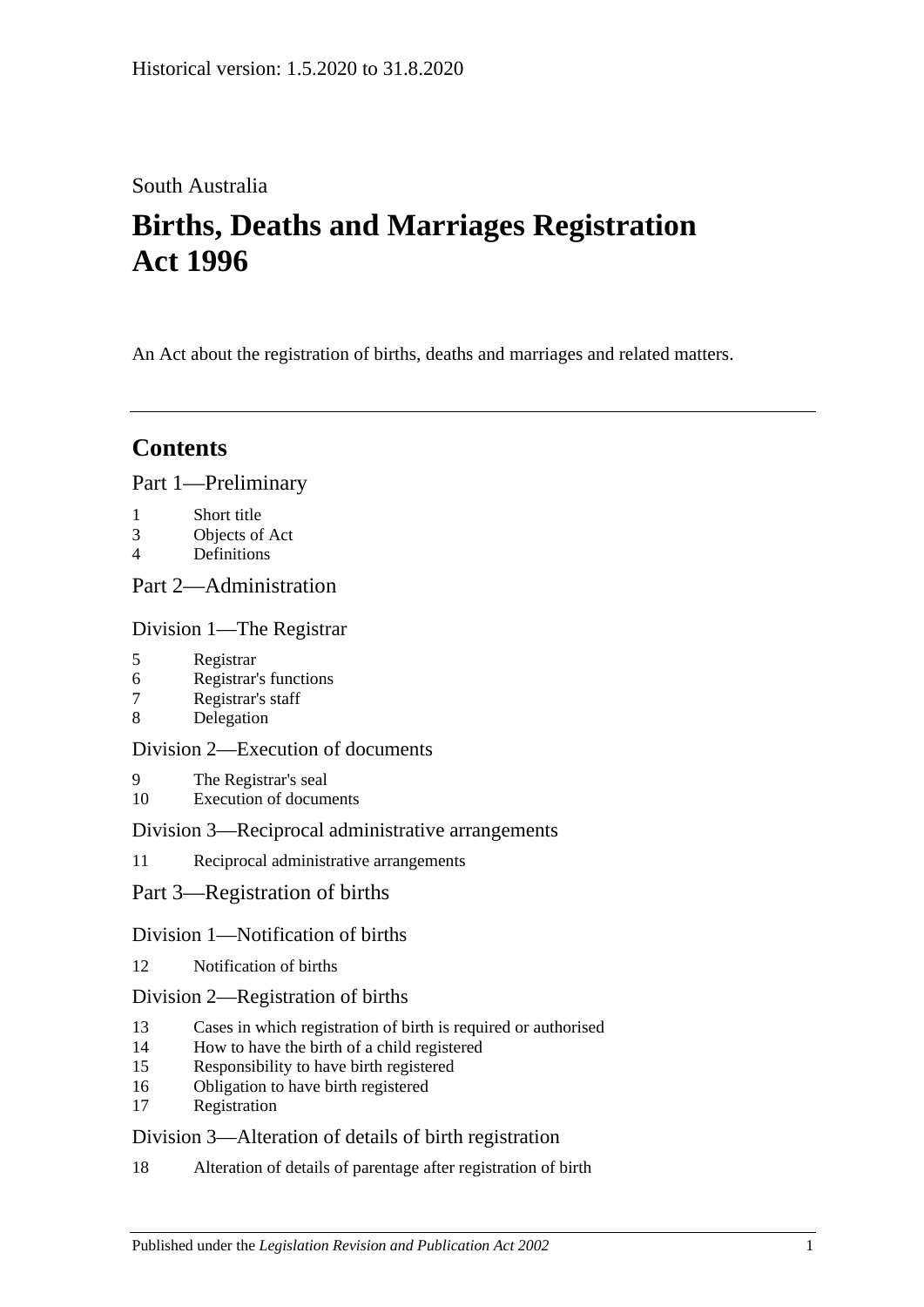Historical version: 1.5.2020 to 31.8.2020

South Australia

# Births, Deaths and Marriages Registration Act 1996

An Act about the registration of births, deaths and marriages and related matters.

---

## Contents

Part 1—Preliminary

1 Short title
3 Objects of Act
4 Definitions

Part 2—Administration

Division 1—The Registrar

5 Registrar
6 Registrar's functions
7 Registrar's staff
8 Delegation

Division 2—Execution of documents

9 The Registrar's seal
10 Execution of documents

Division 3—Reciprocal administrative arrangements

11 Reciprocal administrative arrangements

Part 3—Registration of births

Division 1—Notification of births

12 Notification of births

Division 2—Registration of births

13 Cases in which registration of birth is required or authorised
14 How to have the birth of a child registered
15 Responsibility to have birth registered
16 Obligation to have birth registered
17 Registration

Division 3—Alteration of details of birth registration

18 Alteration of details of parentage after registration of birth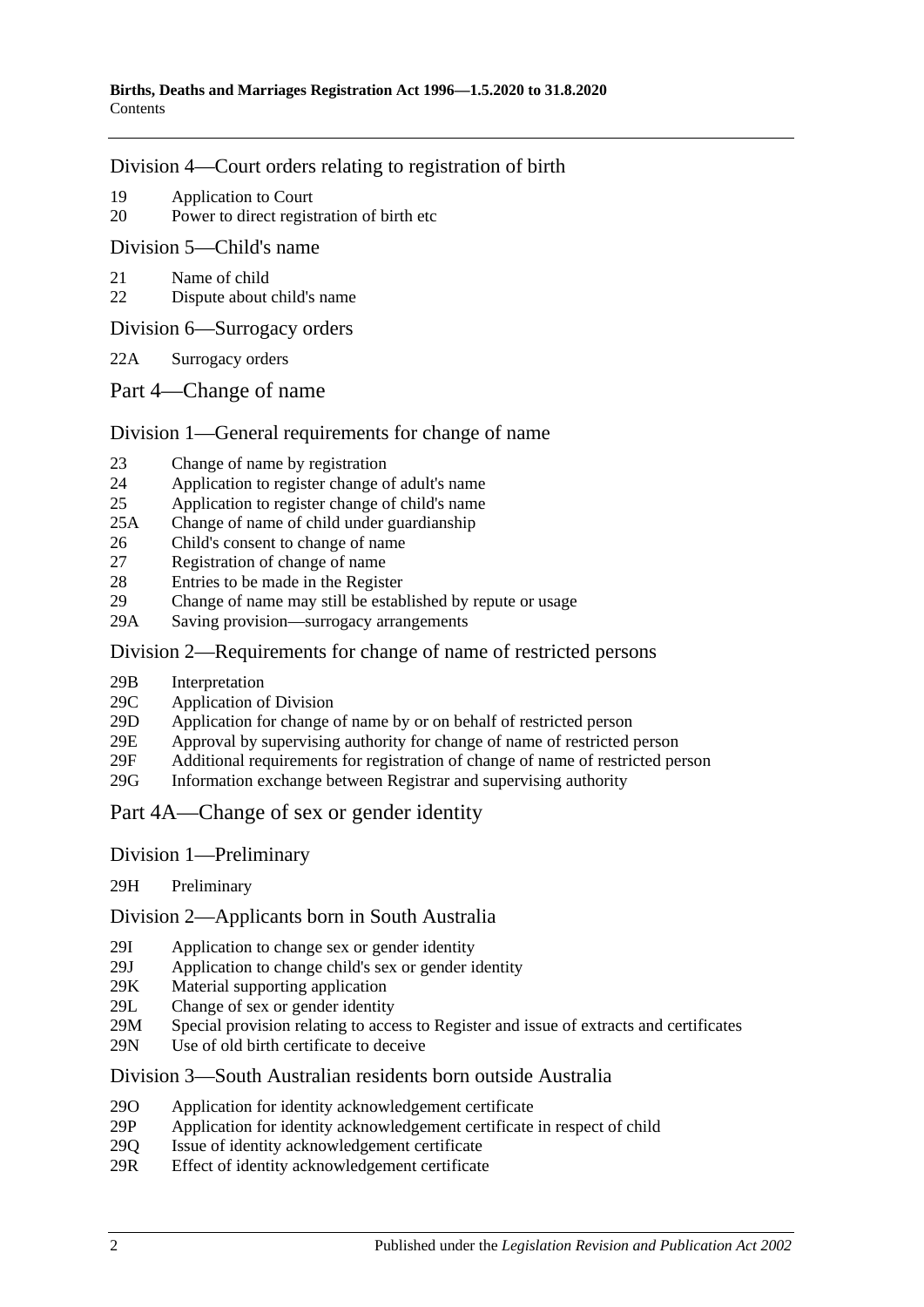## Division 4—Court orders relating to registration of birth

19 Application to Court
20 Power to direct registration of birth etc

## Division 5—Child's name

21 Name of child
22 Dispute about child's name

## Division 6—Surrogacy orders

22A Surrogacy orders

# Part 4—Change of name

## Division 1—General requirements for change of name

23 Change of name by registration
24 Application to register change of adult's name
25 Application to register change of child's name
25A Change of name of child under guardianship
26 Child's consent to change of name
27 Registration of change of name
28 Entries to be made in the Register
29 Change of name may still be established by repute or usage
29A Saving provision—surrogacy arrangements

## Division 2—Requirements for change of name of restricted persons

29B Interpretation
29C Application of Division
29D Application for change of name by or on behalf of restricted person
29E Approval by supervising authority for change of name of restricted person
29F Additional requirements for registration of change of name of restricted person
29G Information exchange between Registrar and supervising authority

# Part 4A—Change of sex or gender identity

## Division 1—Preliminary

29H Preliminary

## Division 2—Applicants born in South Australia

29I Application to change sex or gender identity
29J Application to change child's sex or gender identity
29K Material supporting application
29L Change of sex or gender identity
29M Special provision relating to access to Register and issue of extracts and certificates
29N Use of old birth certificate to deceive

## Division 3—South Australian residents born outside Australia

29O Application for identity acknowledgement certificate
29P Application for identity acknowledgement certificate in respect of child
29Q Issue of identity acknowledgement certificate
29R Effect of identity acknowledgement certificate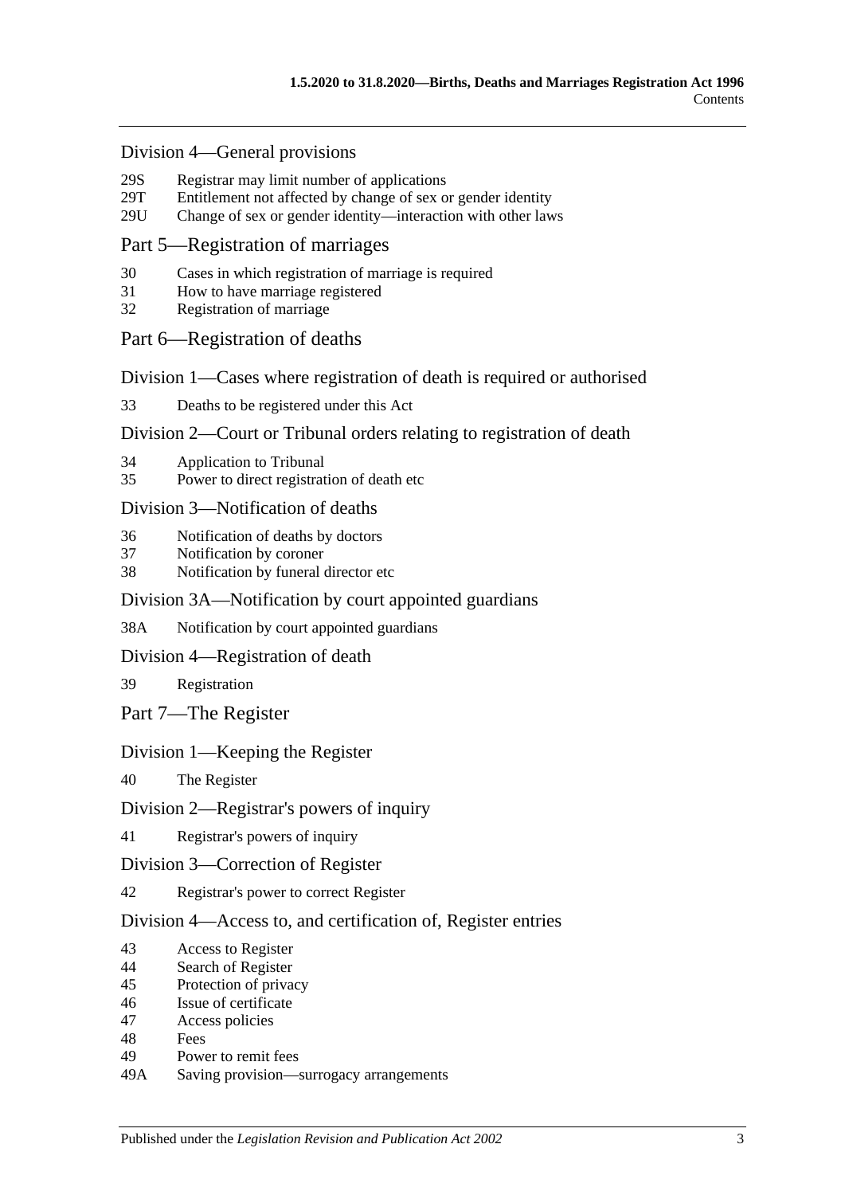## Division 4—General provisions

29S Registrar may limit number of applications
29T Entitlement not affected by change of sex or gender identity
29U Change of sex or gender identity—interaction with other laws

## Part 5—Registration of marriages

30 Cases in which registration of marriage is required
31 How to have marriage registered
32 Registration of marriage

## Part 6—Registration of deaths

### Division 1—Cases where registration of death is required or authorised

33 Deaths to be registered under this Act

### Division 2—Court or Tribunal orders relating to registration of death

34 Application to Tribunal
35 Power to direct registration of death etc

### Division 3—Notification of deaths

36 Notification of deaths by doctors
37 Notification by coroner
38 Notification by funeral director etc

### Division 3A—Notification by court appointed guardians

38A Notification by court appointed guardians

### Division 4—Registration of death

39 Registration

## Part 7—The Register

### Division 1—Keeping the Register

40 The Register

### Division 2—Registrar's powers of inquiry

41 Registrar's powers of inquiry

### Division 3—Correction of Register

42 Registrar's power to correct Register

### Division 4—Access to, and certification of, Register entries

43 Access to Register
44 Search of Register
45 Protection of privacy
46 Issue of certificate
47 Access policies
48 Fees
49 Power to remit fees
49A Saving provision—surrogacy arrangements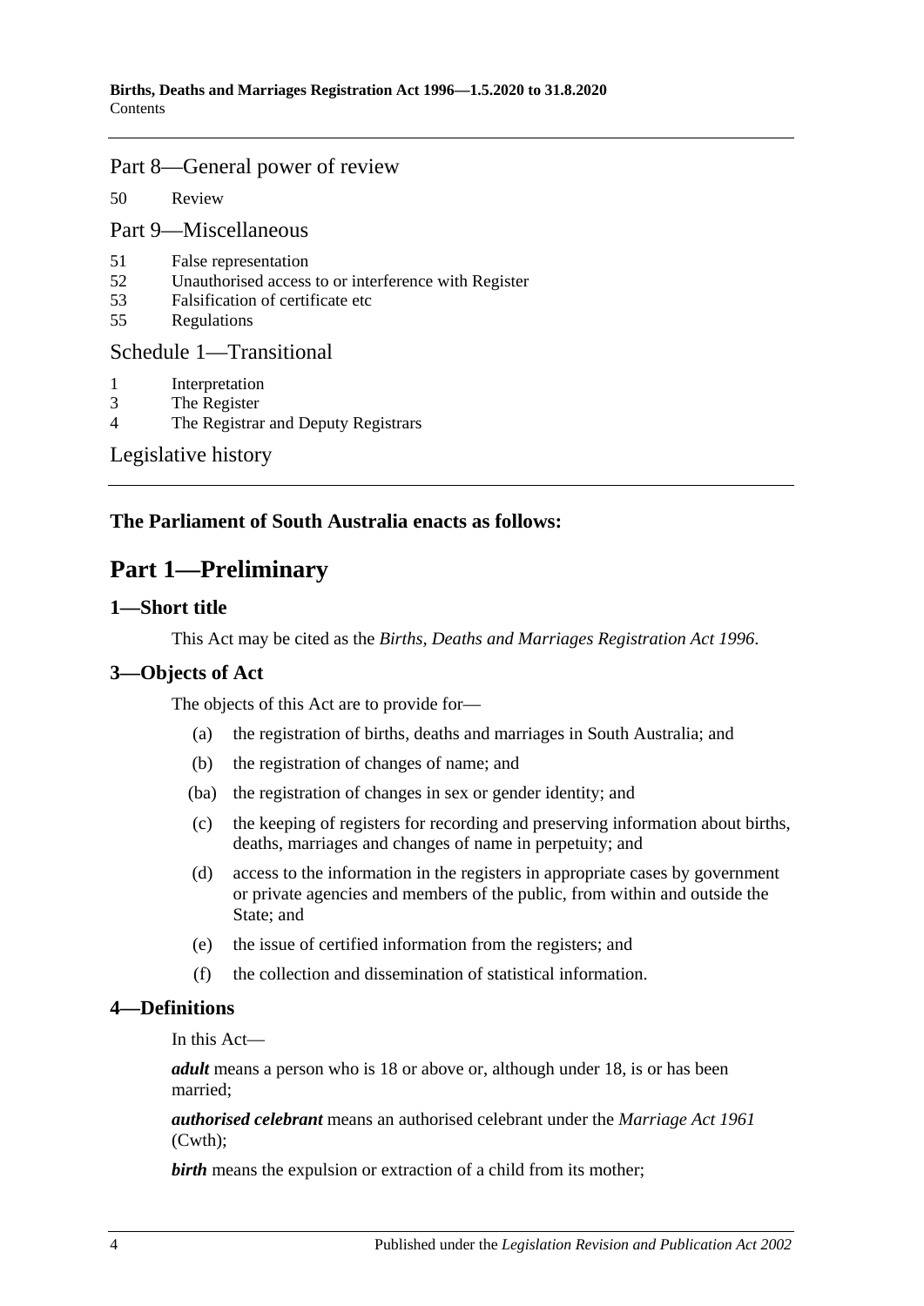Part 8—General power of review

50 Review

Part 9—Miscellaneous

51 False representation
52 Unauthorised access to or interference with Register
53 Falsification of certificate etc
55 Regulations

Schedule 1—Transitional

1 Interpretation
3 The Register
4 The Registrar and Deputy Registrars

Legislative history

**The Parliament of South Australia enacts as follows:**

# Part 1—Preliminary

## 1—Short title

This Act may be cited as the *Births, Deaths and Marriages Registration Act 1996*.

## 3—Objects of Act

The objects of this Act are to provide for—

(a) the registration of births, deaths and marriages in South Australia; and

(b) the registration of changes of name; and

(ba) the registration of changes in sex or gender identity; and

(c) the keeping of registers for recording and preserving information about births, deaths, marriages and changes of name in perpetuity; and

(d) access to the information in the registers in appropriate cases by government or private agencies and members of the public, from within and outside the State; and

(e) the issue of certified information from the registers; and

(f) the collection and dissemination of statistical information.

## 4—Definitions

In this Act—

***adult*** means a person who is 18 or above or, although under 18, is or has been married;

***authorised celebrant*** means an authorised celebrant under the *Marriage Act 1961* (Cwth);

***birth*** means the expulsion or extraction of a child from its mother;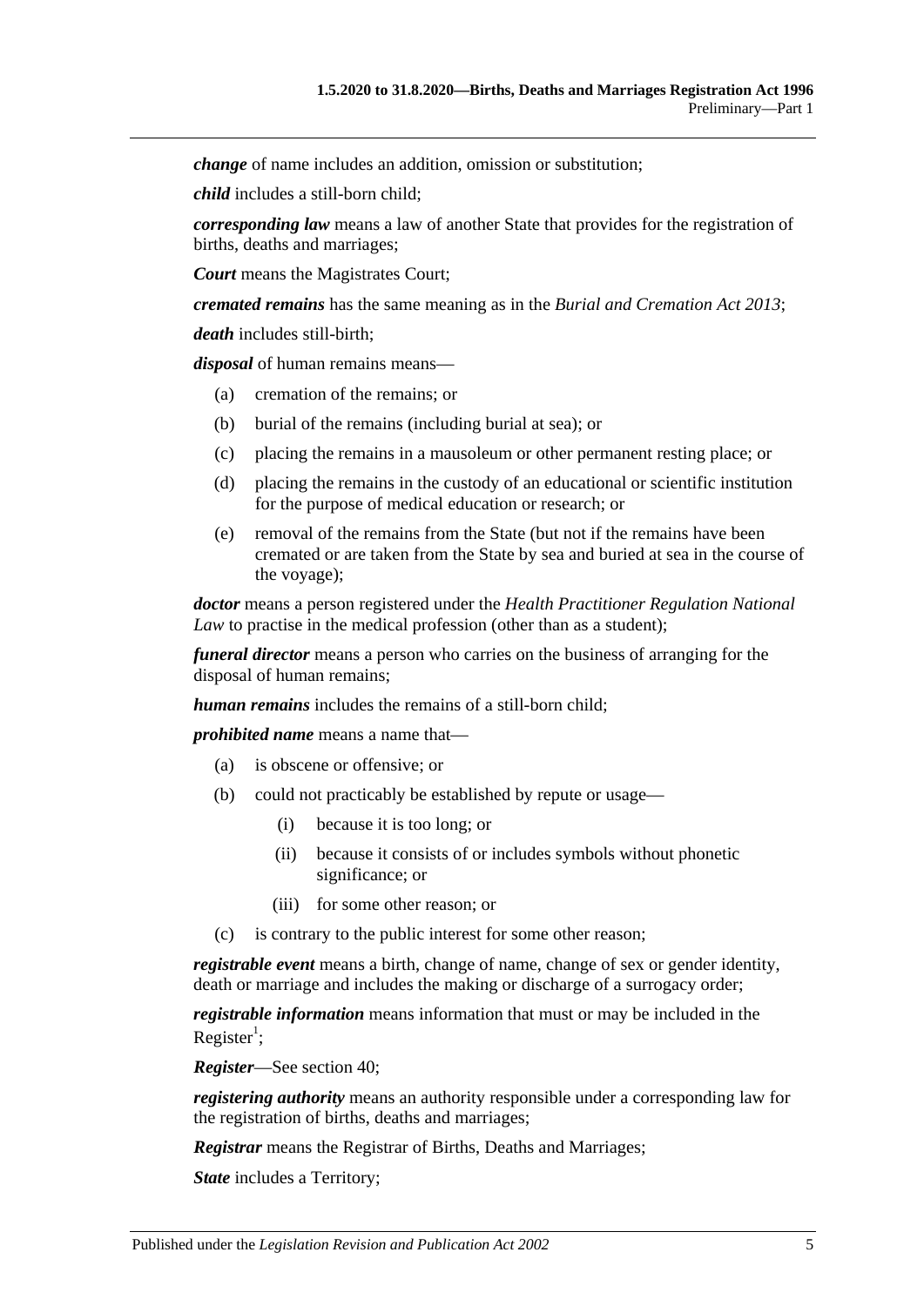***change*** of name includes an addition, omission or substitution;

***child*** includes a still-born child;

***corresponding law*** means a law of another State that provides for the registration of births, deaths and marriages;

***Court*** means the Magistrates Court;

***cremated remains*** has the same meaning as in the *Burial and Cremation Act 2013*;

***death*** includes still-birth;

***disposal*** of human remains means—

- (a) cremation of the remains; or
- (b) burial of the remains (including burial at sea); or
- (c) placing the remains in a mausoleum or other permanent resting place; or
- (d) placing the remains in the custody of an educational or scientific institution for the purpose of medical education or research; or
- (e) removal of the remains from the State (but not if the remains have been cremated or are taken from the State by sea and buried at sea in the course of the voyage);

***doctor*** means a person registered under the *Health Practitioner Regulation National Law* to practise in the medical profession (other than as a student);

***funeral director*** means a person who carries on the business of arranging for the disposal of human remains;

***human remains*** includes the remains of a still-born child;

***prohibited name*** means a name that—

- (a) is obscene or offensive; or
- (b) could not practicably be established by repute or usage—
  - (i) because it is too long; or
  - (ii) because it consists of or includes symbols without phonetic significance; or
  - (iii) for some other reason; or
- (c) is contrary to the public interest for some other reason;

***registrable event*** means a birth, change of name, change of sex or gender identity, death or marriage and includes the making or discharge of a surrogacy order;

***registrable information*** means information that must or may be included in the Register[1];

***Register***—See section 40;

***registering authority*** means an authority responsible under a corresponding law for the registration of births, deaths and marriages;

***Registrar*** means the Registrar of Births, Deaths and Marriages;

***State*** includes a Territory;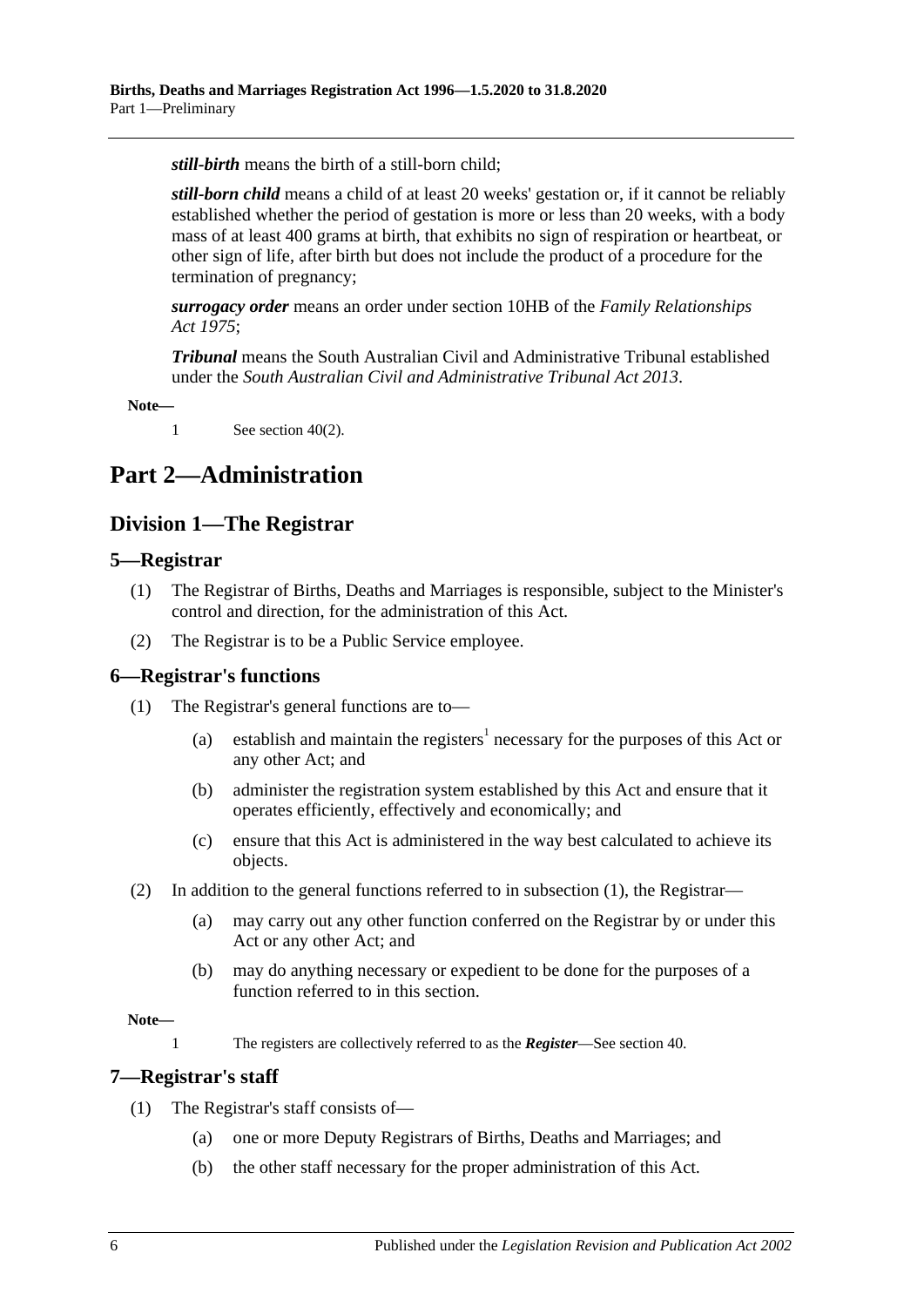***still-birth*** means the birth of a still-born child;

***still-born child*** means a child of at least 20 weeks' gestation or, if it cannot be reliably established whether the period of gestation is more or less than 20 weeks, with a body mass of at least 400 grams at birth, that exhibits no sign of respiration or heartbeat, or other sign of life, after birth but does not include the product of a procedure for the termination of pregnancy;

***surrogacy order*** means an order under section 10HB of the *Family Relationships Act 1975*;

***Tribunal*** means the South Australian Civil and Administrative Tribunal established under the *South Australian Civil and Administrative Tribunal Act 2013*.

**Note—**

1 See section 40(2).

# Part 2—Administration

## Division 1—The Registrar

### 5—Registrar

(1) The Registrar of Births, Deaths and Marriages is responsible, subject to the Minister's control and direction, for the administration of this Act.

(2) The Registrar is to be a Public Service employee.

### 6—Registrar's functions

(1) The Registrar's general functions are to—

(a) establish and maintain the registers[1] necessary for the purposes of this Act or any other Act; and

(b) administer the registration system established by this Act and ensure that it operates efficiently, effectively and economically; and

(c) ensure that this Act is administered in the way best calculated to achieve its objects.

(2) In addition to the general functions referred to in subsection (1), the Registrar—

(a) may carry out any other function conferred on the Registrar by or under this Act or any other Act; and

(b) may do anything necessary or expedient to be done for the purposes of a function referred to in this section.

**Note—**

1 The registers are collectively referred to as the ***Register***—See section 40.

### 7—Registrar's staff

(1) The Registrar's staff consists of—

(a) one or more Deputy Registrars of Births, Deaths and Marriages; and

(b) the other staff necessary for the proper administration of this Act.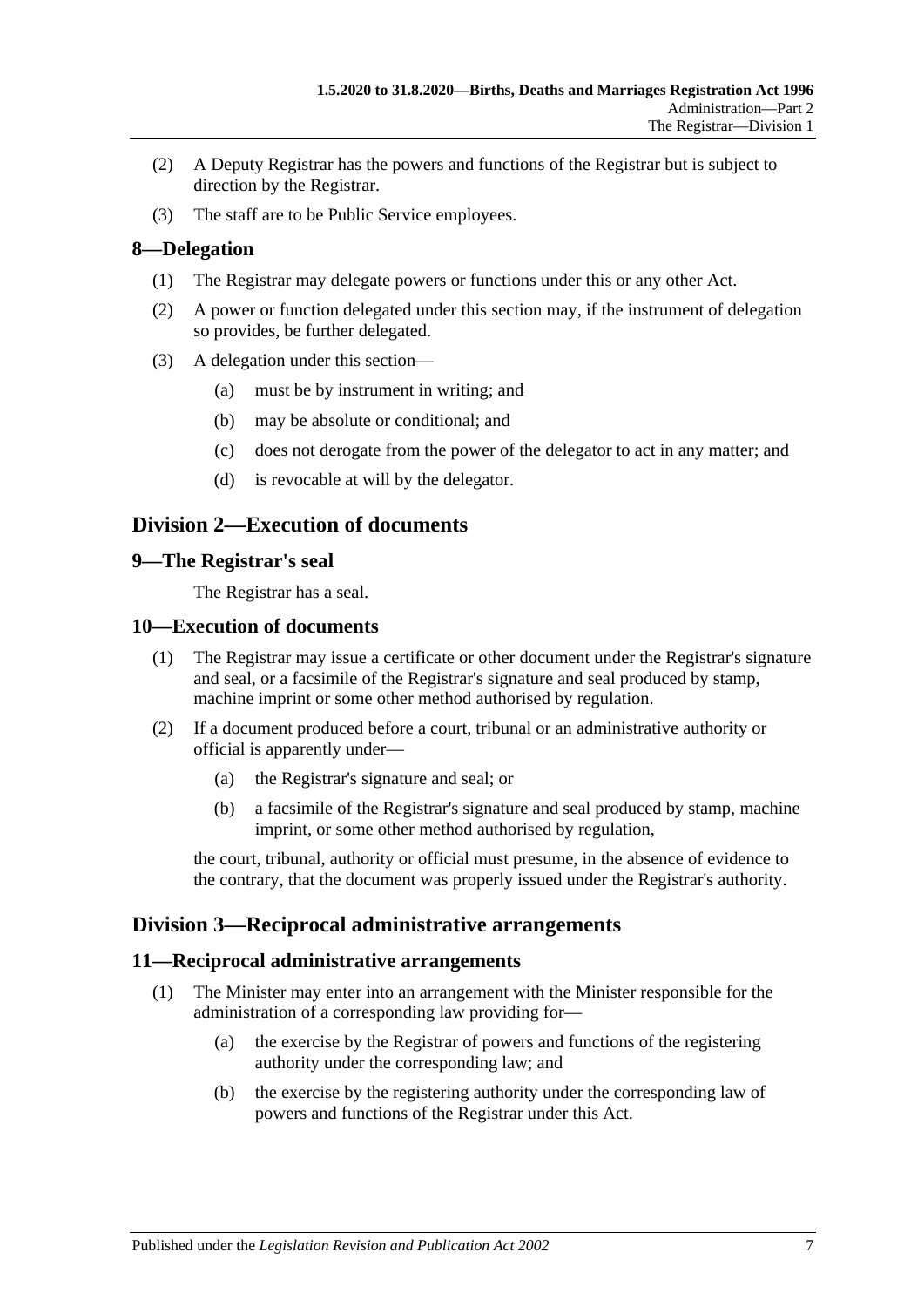(2) A Deputy Registrar has the powers and functions of the Registrar but is subject to direction by the Registrar.

(3) The staff are to be Public Service employees.

## 8—Delegation

(1) The Registrar may delegate powers or functions under this or any other Act.

(2) A power or function delegated under this section may, if the instrument of delegation so provides, be further delegated.

(3) A delegation under this section—

- (a) must be by instrument in writing; and
- (b) may be absolute or conditional; and
- (c) does not derogate from the power of the delegator to act in any matter; and
- (d) is revocable at will by the delegator.

# Division 2—Execution of documents

## 9—The Registrar's seal

The Registrar has a seal.

## 10—Execution of documents

(1) The Registrar may issue a certificate or other document under the Registrar's signature and seal, or a facsimile of the Registrar's signature and seal produced by stamp, machine imprint or some other method authorised by regulation.

(2) If a document produced before a court, tribunal or an administrative authority or official is apparently under—

- (a) the Registrar's signature and seal; or
- (b) a facsimile of the Registrar's signature and seal produced by stamp, machine imprint, or some other method authorised by regulation,

the court, tribunal, authority or official must presume, in the absence of evidence to the contrary, that the document was properly issued under the Registrar's authority.

# Division 3—Reciprocal administrative arrangements

## 11—Reciprocal administrative arrangements

(1) The Minister may enter into an arrangement with the Minister responsible for the administration of a corresponding law providing for—

- (a) the exercise by the Registrar of powers and functions of the registering authority under the corresponding law; and
- (b) the exercise by the registering authority under the corresponding law of powers and functions of the Registrar under this Act.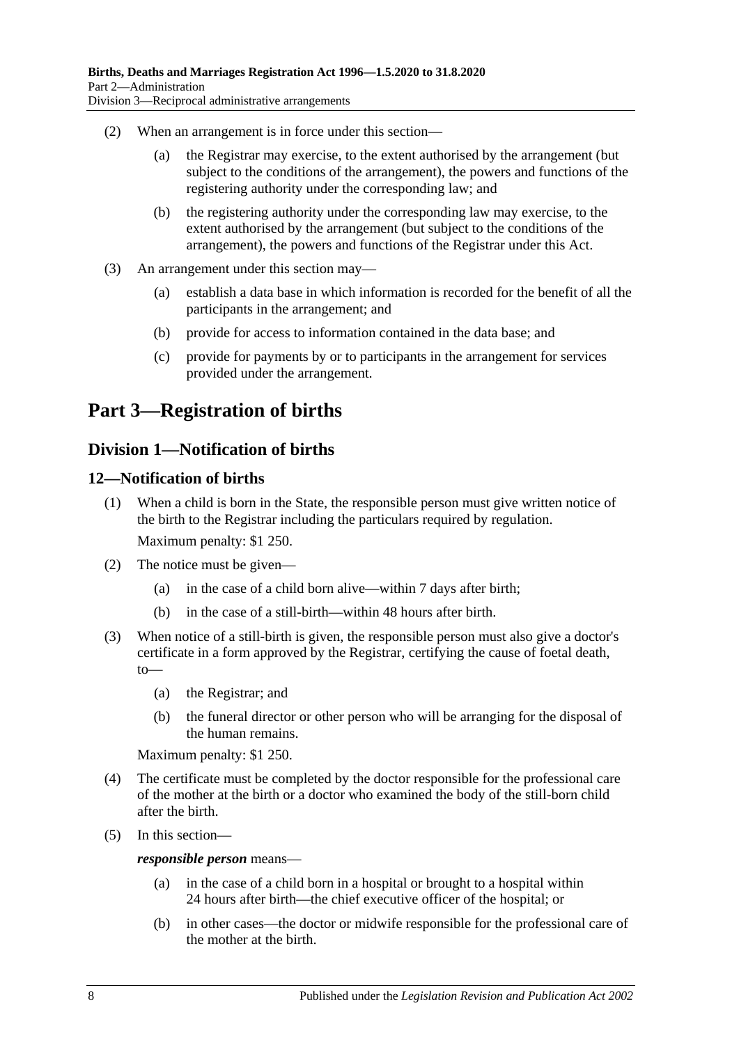(2) When an arrangement is in force under this section—

(a) the Registrar may exercise, to the extent authorised by the arrangement (but subject to the conditions of the arrangement), the powers and functions of the registering authority under the corresponding law; and

(b) the registering authority under the corresponding law may exercise, to the extent authorised by the arrangement (but subject to the conditions of the arrangement), the powers and functions of the Registrar under this Act.

(3) An arrangement under this section may—

(a) establish a data base in which information is recorded for the benefit of all the participants in the arrangement; and

(b) provide for access to information contained in the data base; and

(c) provide for payments by or to participants in the arrangement for services provided under the arrangement.

# Part 3—Registration of births

## Division 1—Notification of births

### 12—Notification of births

(1) When a child is born in the State, the responsible person must give written notice of the birth to the Registrar including the particulars required by regulation.

Maximum penalty: $1 250.

(2) The notice must be given—

(a) in the case of a child born alive—within 7 days after birth;

(b) in the case of a still-birth—within 48 hours after birth.

(3) When notice of a still-birth is given, the responsible person must also give a doctor's certificate in a form approved by the Registrar, certifying the cause of foetal death, to—

(a) the Registrar; and

(b) the funeral director or other person who will be arranging for the disposal of the human remains.

Maximum penalty: $1 250.

(4) The certificate must be completed by the doctor responsible for the professional care of the mother at the birth or a doctor who examined the body of the still-born child after the birth.

(5) In this section—

***responsible person*** means—

(a) in the case of a child born in a hospital or brought to a hospital within 24 hours after birth—the chief executive officer of the hospital; or

(b) in other cases—the doctor or midwife responsible for the professional care of the mother at the birth.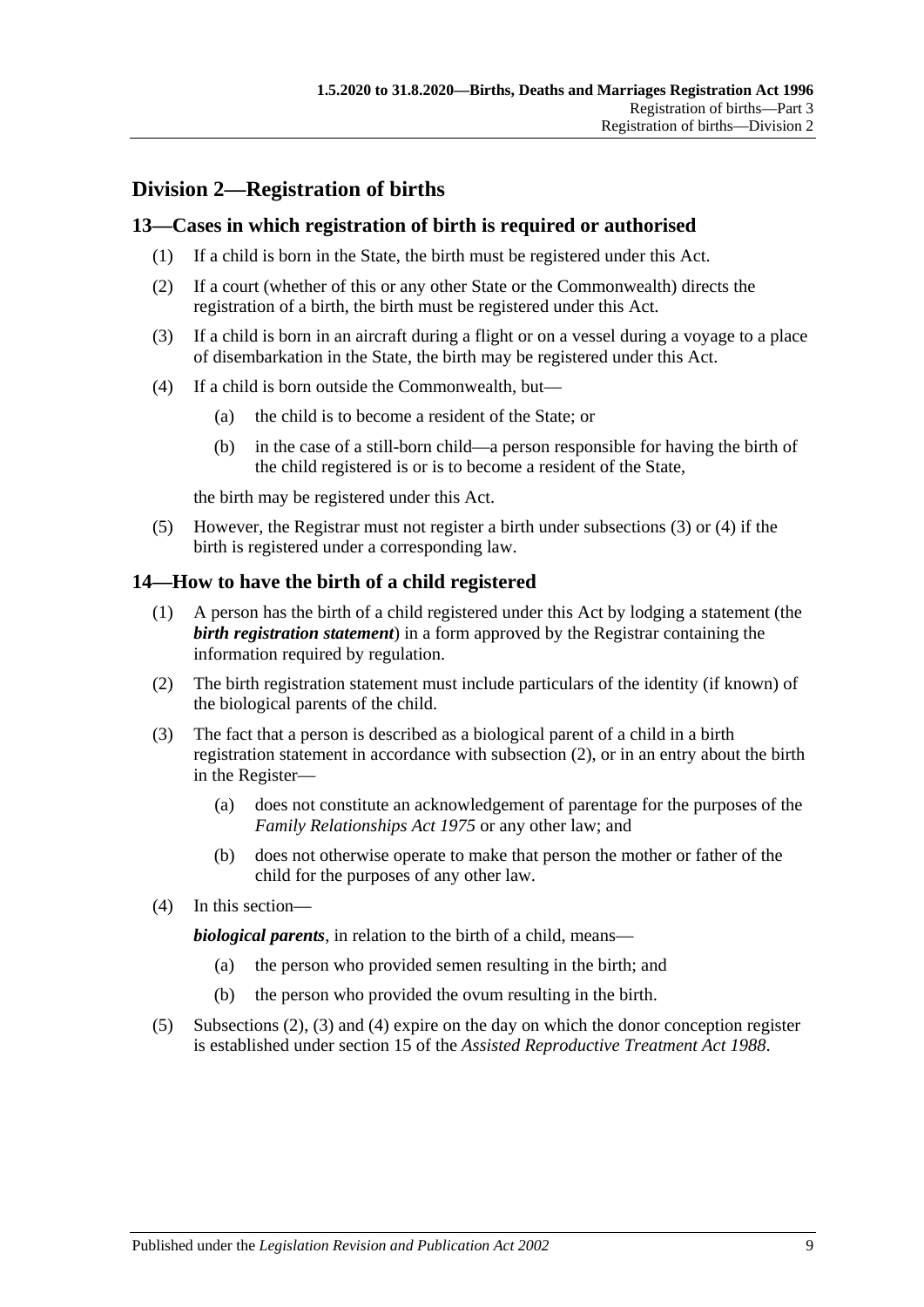## Division 2—Registration of births

### 13—Cases in which registration of birth is required or authorised

(1) If a child is born in the State, the birth must be registered under this Act.

(2) If a court (whether of this or any other State or the Commonwealth) directs the registration of a birth, the birth must be registered under this Act.

(3) If a child is born in an aircraft during a flight or on a vessel during a voyage to a place of disembarkation in the State, the birth may be registered under this Act.

(4) If a child is born outside the Commonwealth, but—

(a) the child is to become a resident of the State; or

(b) in the case of a still-born child—a person responsible for having the birth of the child registered is or is to become a resident of the State,

the birth may be registered under this Act.

(5) However, the Registrar must not register a birth under subsections (3) or (4) if the birth is registered under a corresponding law.

### 14—How to have the birth of a child registered

(1) A person has the birth of a child registered under this Act by lodging a statement (the ***birth registration statement***) in a form approved by the Registrar containing the information required by regulation.

(2) The birth registration statement must include particulars of the identity (if known) of the biological parents of the child.

(3) The fact that a person is described as a biological parent of a child in a birth registration statement in accordance with subsection (2), or in an entry about the birth in the Register—

(a) does not constitute an acknowledgement of parentage for the purposes of the *Family Relationships Act 1975* or any other law; and

(b) does not otherwise operate to make that person the mother or father of the child for the purposes of any other law.

(4) In this section—

***biological parents***, in relation to the birth of a child, means—

(a) the person who provided semen resulting in the birth; and

(b) the person who provided the ovum resulting in the birth.

(5) Subsections (2), (3) and (4) expire on the day on which the donor conception register is established under section 15 of the *Assisted Reproductive Treatment Act 1988*.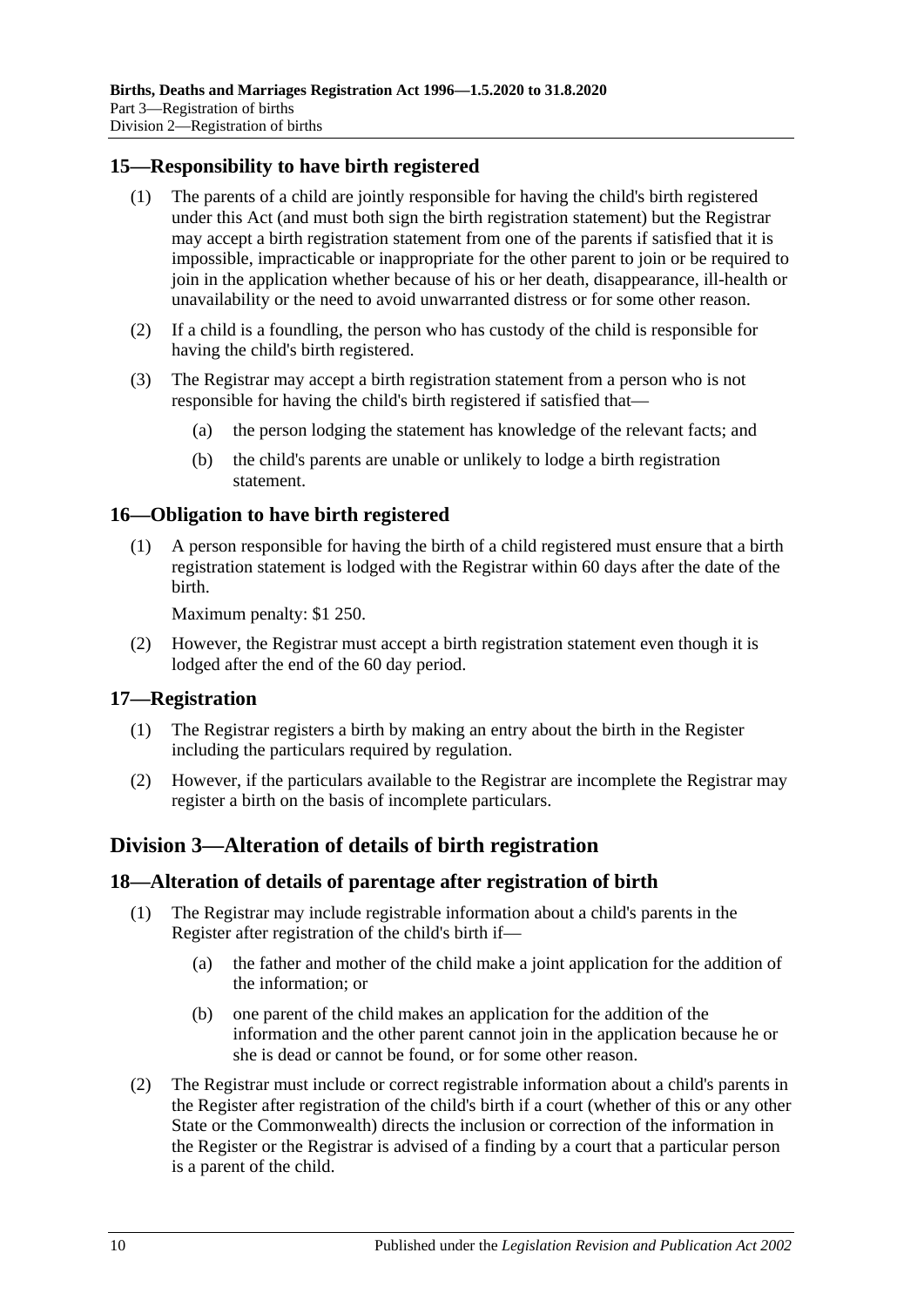## 15—Responsibility to have birth registered

(1) The parents of a child are jointly responsible for having the child's birth registered under this Act (and must both sign the birth registration statement) but the Registrar may accept a birth registration statement from one of the parents if satisfied that it is impossible, impracticable or inappropriate for the other parent to join or be required to join in the application whether because of his or her death, disappearance, ill-health or unavailability or the need to avoid unwarranted distress or for some other reason.

(2) If a child is a foundling, the person who has custody of the child is responsible for having the child's birth registered.

(3) The Registrar may accept a birth registration statement from a person who is not responsible for having the child's birth registered if satisfied that—

(a) the person lodging the statement has knowledge of the relevant facts; and

(b) the child's parents are unable or unlikely to lodge a birth registration statement.

## 16—Obligation to have birth registered

(1) A person responsible for having the birth of a child registered must ensure that a birth registration statement is lodged with the Registrar within 60 days after the date of the birth.

Maximum penalty: $1 250.

(2) However, the Registrar must accept a birth registration statement even though it is lodged after the end of the 60 day period.

## 17—Registration

(1) The Registrar registers a birth by making an entry about the birth in the Register including the particulars required by regulation.

(2) However, if the particulars available to the Registrar are incomplete the Registrar may register a birth on the basis of incomplete particulars.

# Division 3—Alteration of details of birth registration

## 18—Alteration of details of parentage after registration of birth

(1) The Registrar may include registrable information about a child's parents in the Register after registration of the child's birth if—

(a) the father and mother of the child make a joint application for the addition of the information; or

(b) one parent of the child makes an application for the addition of the information and the other parent cannot join in the application because he or she is dead or cannot be found, or for some other reason.

(2) The Registrar must include or correct registrable information about a child's parents in the Register after registration of the child's birth if a court (whether of this or any other State or the Commonwealth) directs the inclusion or correction of the information in the Register or the Registrar is advised of a finding by a court that a particular person is a parent of the child.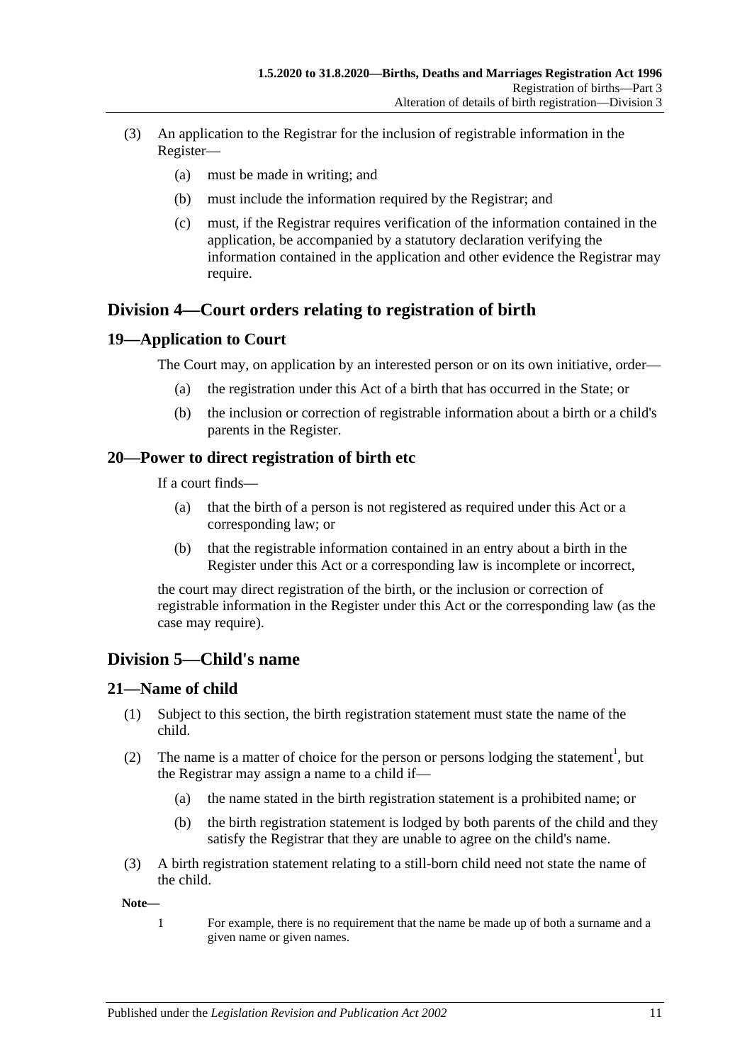(3) An application to the Registrar for the inclusion of registrable information in the Register—

(a) must be made in writing; and

(b) must include the information required by the Registrar; and

(c) must, if the Registrar requires verification of the information contained in the application, be accompanied by a statutory declaration verifying the information contained in the application and other evidence the Registrar may require.

## Division 4—Court orders relating to registration of birth

### 19—Application to Court

The Court may, on application by an interested person or on its own initiative, order—

(a) the registration under this Act of a birth that has occurred in the State; or

(b) the inclusion or correction of registrable information about a birth or a child's parents in the Register.

### 20—Power to direct registration of birth etc

If a court finds—

(a) that the birth of a person is not registered as required under this Act or a corresponding law; or

(b) that the registrable information contained in an entry about a birth in the Register under this Act or a corresponding law is incomplete or incorrect,

the court may direct registration of the birth, or the inclusion or correction of registrable information in the Register under this Act or the corresponding law (as the case may require).

## Division 5—Child's name

### 21—Name of child

(1) Subject to this section, the birth registration statement must state the name of the child.

(2) The name is a matter of choice for the person or persons lodging the statement[1], but the Registrar may assign a name to a child if—

(a) the name stated in the birth registration statement is a prohibited name; or

(b) the birth registration statement is lodged by both parents of the child and they satisfy the Registrar that they are unable to agree on the child's name.

(3) A birth registration statement relating to a still-born child need not state the name of the child.

**Note—**

1 For example, there is no requirement that the name be made up of both a surname and a given name or given names.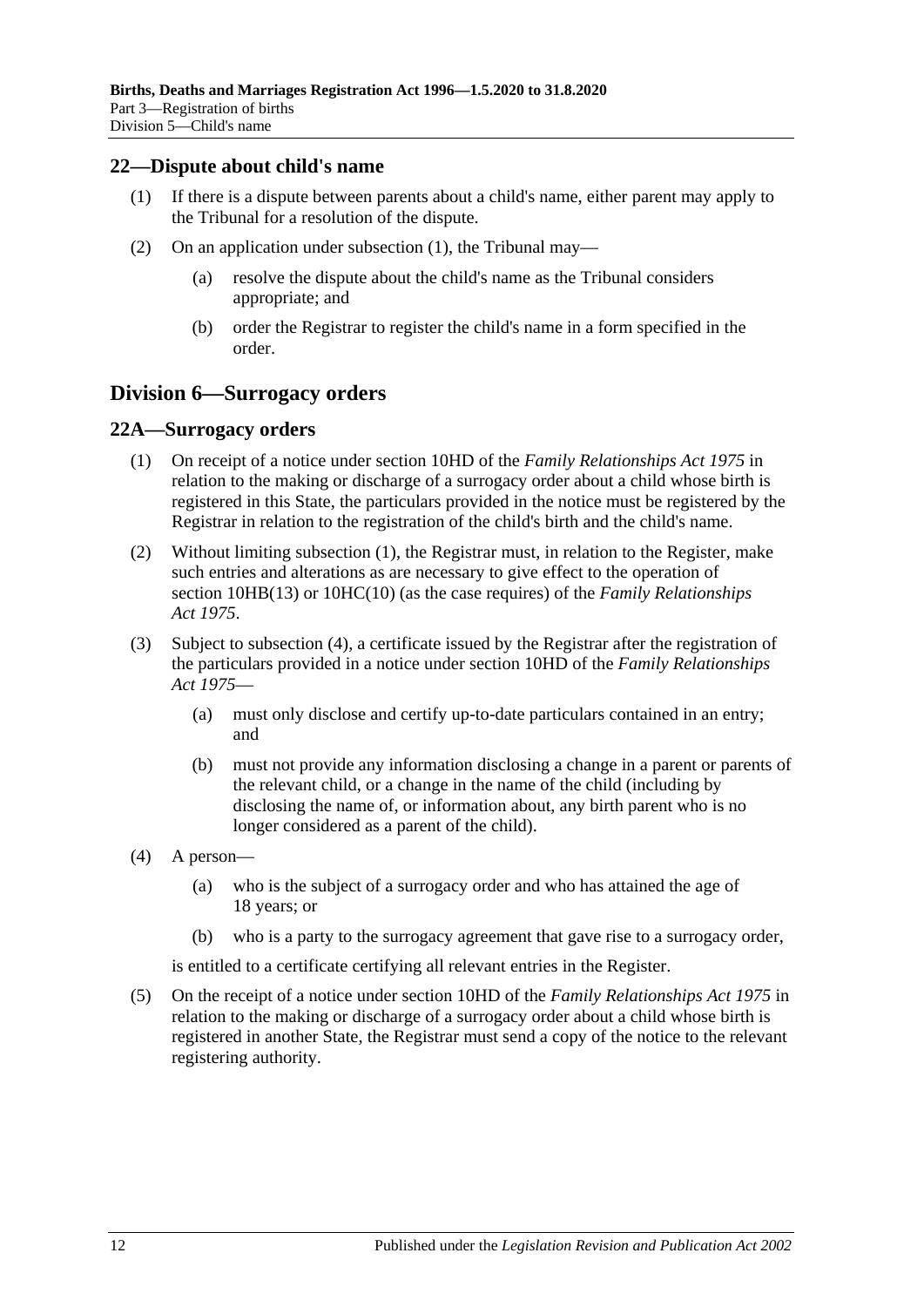## 22—Dispute about child's name

(1) If there is a dispute between parents about a child's name, either parent may apply to the Tribunal for a resolution of the dispute.

(2) On an application under subsection (1), the Tribunal may—

(a) resolve the dispute about the child's name as the Tribunal considers appropriate; and

(b) order the Registrar to register the child's name in a form specified in the order.

# Division 6—Surrogacy orders

## 22A—Surrogacy orders

(1) On receipt of a notice under section 10HD of the *Family Relationships Act 1975* in relation to the making or discharge of a surrogacy order about a child whose birth is registered in this State, the particulars provided in the notice must be registered by the Registrar in relation to the registration of the child's birth and the child's name.

(2) Without limiting subsection (1), the Registrar must, in relation to the Register, make such entries and alterations as are necessary to give effect to the operation of section 10HB(13) or 10HC(10) (as the case requires) of the *Family Relationships Act 1975*.

(3) Subject to subsection (4), a certificate issued by the Registrar after the registration of the particulars provided in a notice under section 10HD of the *Family Relationships Act 1975*—

(a) must only disclose and certify up-to-date particulars contained in an entry; and

(b) must not provide any information disclosing a change in a parent or parents of the relevant child, or a change in the name of the child (including by disclosing the name of, or information about, any birth parent who is no longer considered as a parent of the child).

(4) A person—

(a) who is the subject of a surrogacy order and who has attained the age of 18 years; or

(b) who is a party to the surrogacy agreement that gave rise to a surrogacy order,

is entitled to a certificate certifying all relevant entries in the Register.

(5) On the receipt of a notice under section 10HD of the *Family Relationships Act 1975* in relation to the making or discharge of a surrogacy order about a child whose birth is registered in another State, the Registrar must send a copy of the notice to the relevant registering authority.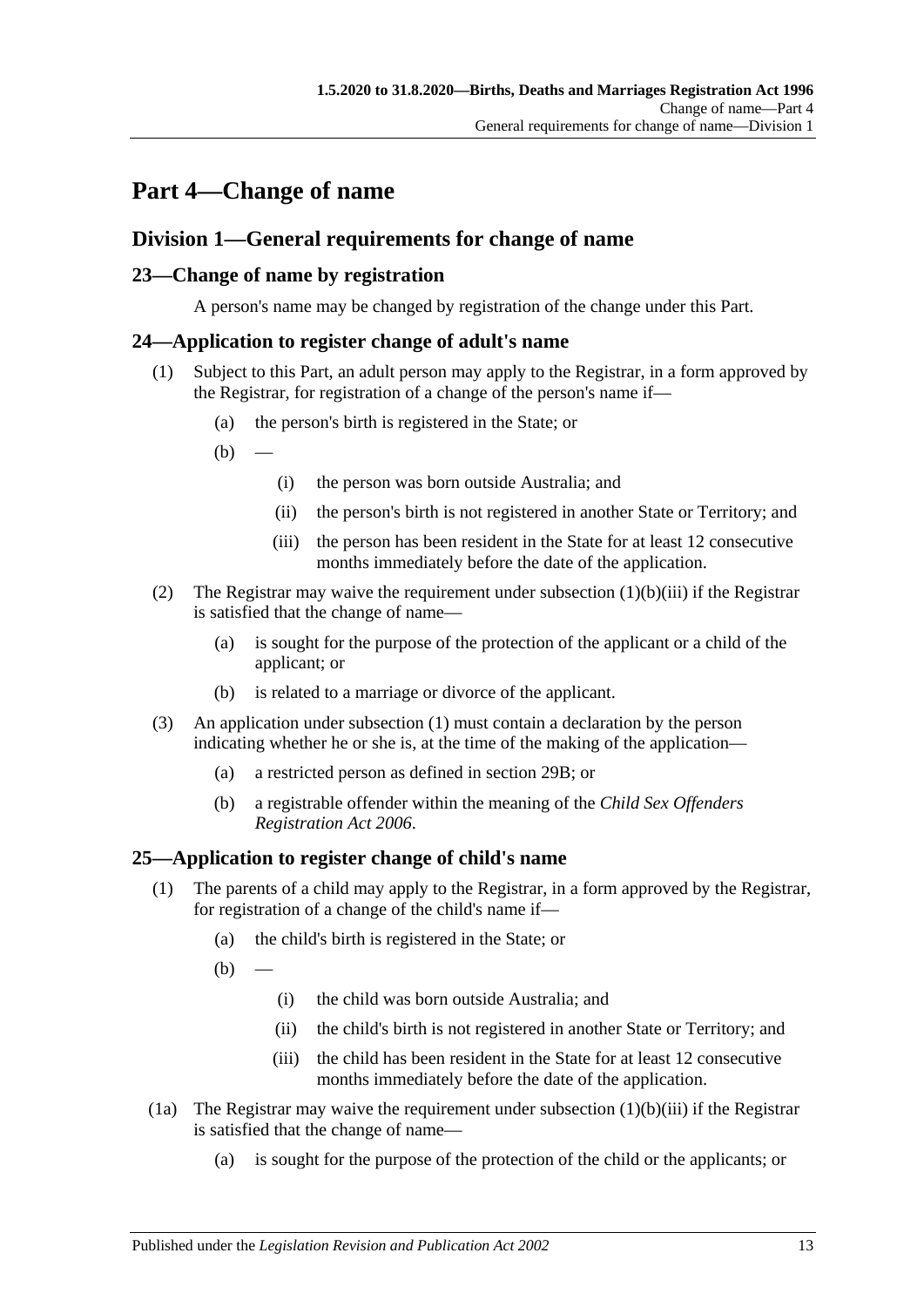# Part 4—Change of name

## Division 1—General requirements for change of name

### 23—Change of name by registration

A person's name may be changed by registration of the change under this Part.

### 24—Application to register change of adult's name

(1) Subject to this Part, an adult person may apply to the Registrar, in a form approved by the Registrar, for registration of a change of the person's name if—

(a) the person's birth is registered in the State; or

(b) —

(i) the person was born outside Australia; and

(ii) the person's birth is not registered in another State or Territory; and

(iii) the person has been resident in the State for at least 12 consecutive months immediately before the date of the application.

(2) The Registrar may waive the requirement under subsection (1)(b)(iii) if the Registrar is satisfied that the change of name—

(a) is sought for the purpose of the protection of the applicant or a child of the applicant; or

(b) is related to a marriage or divorce of the applicant.

(3) An application under subsection (1) must contain a declaration by the person indicating whether he or she is, at the time of the making of the application—

(a) a restricted person as defined in section 29B; or

(b) a registrable offender within the meaning of the *Child Sex Offenders Registration Act 2006*.

### 25—Application to register change of child's name

(1) The parents of a child may apply to the Registrar, in a form approved by the Registrar, for registration of a change of the child's name if—

(a) the child's birth is registered in the State; or

(b) —

(i) the child was born outside Australia; and

(ii) the child's birth is not registered in another State or Territory; and

(iii) the child has been resident in the State for at least 12 consecutive months immediately before the date of the application.

(1a) The Registrar may waive the requirement under subsection (1)(b)(iii) if the Registrar is satisfied that the change of name—

(a) is sought for the purpose of the protection of the child or the applicants; or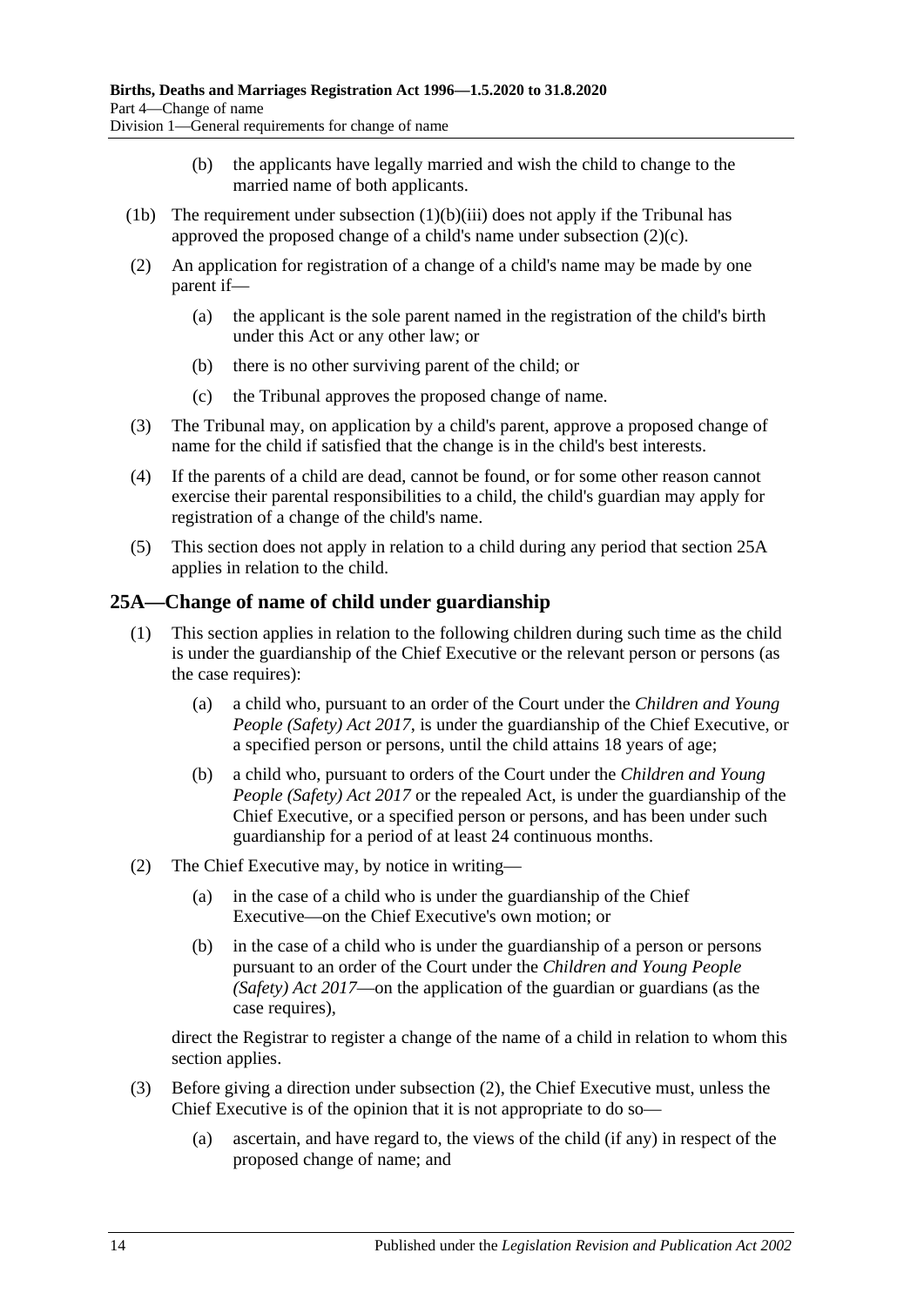(b) the applicants have legally married and wish the child to change to the married name of both applicants.

(1b) The requirement under subsection (1)(b)(iii) does not apply if the Tribunal has approved the proposed change of a child's name under subsection (2)(c).

(2) An application for registration of a change of a child's name may be made by one parent if—

(a) the applicant is the sole parent named in the registration of the child's birth under this Act or any other law; or

(b) there is no other surviving parent of the child; or

(c) the Tribunal approves the proposed change of name.

(3) The Tribunal may, on application by a child's parent, approve a proposed change of name for the child if satisfied that the change is in the child's best interests.

(4) If the parents of a child are dead, cannot be found, or for some other reason cannot exercise their parental responsibilities to a child, the child's guardian may apply for registration of a change of the child's name.

(5) This section does not apply in relation to a child during any period that section 25A applies in relation to the child.

## 25A—Change of name of child under guardianship

(1) This section applies in relation to the following children during such time as the child is under the guardianship of the Chief Executive or the relevant person or persons (as the case requires):

(a) a child who, pursuant to an order of the Court under the *Children and Young People (Safety) Act 2017*, is under the guardianship of the Chief Executive, or a specified person or persons, until the child attains 18 years of age;

(b) a child who, pursuant to orders of the Court under the *Children and Young People (Safety) Act 2017* or the repealed Act, is under the guardianship of the Chief Executive, or a specified person or persons, and has been under such guardianship for a period of at least 24 continuous months.

(2) The Chief Executive may, by notice in writing—

(a) in the case of a child who is under the guardianship of the Chief Executive—on the Chief Executive's own motion; or

(b) in the case of a child who is under the guardianship of a person or persons pursuant to an order of the Court under the *Children and Young People (Safety) Act 2017*—on the application of the guardian or guardians (as the case requires),

direct the Registrar to register a change of the name of a child in relation to whom this section applies.

(3) Before giving a direction under subsection (2), the Chief Executive must, unless the Chief Executive is of the opinion that it is not appropriate to do so—

(a) ascertain, and have regard to, the views of the child (if any) in respect of the proposed change of name; and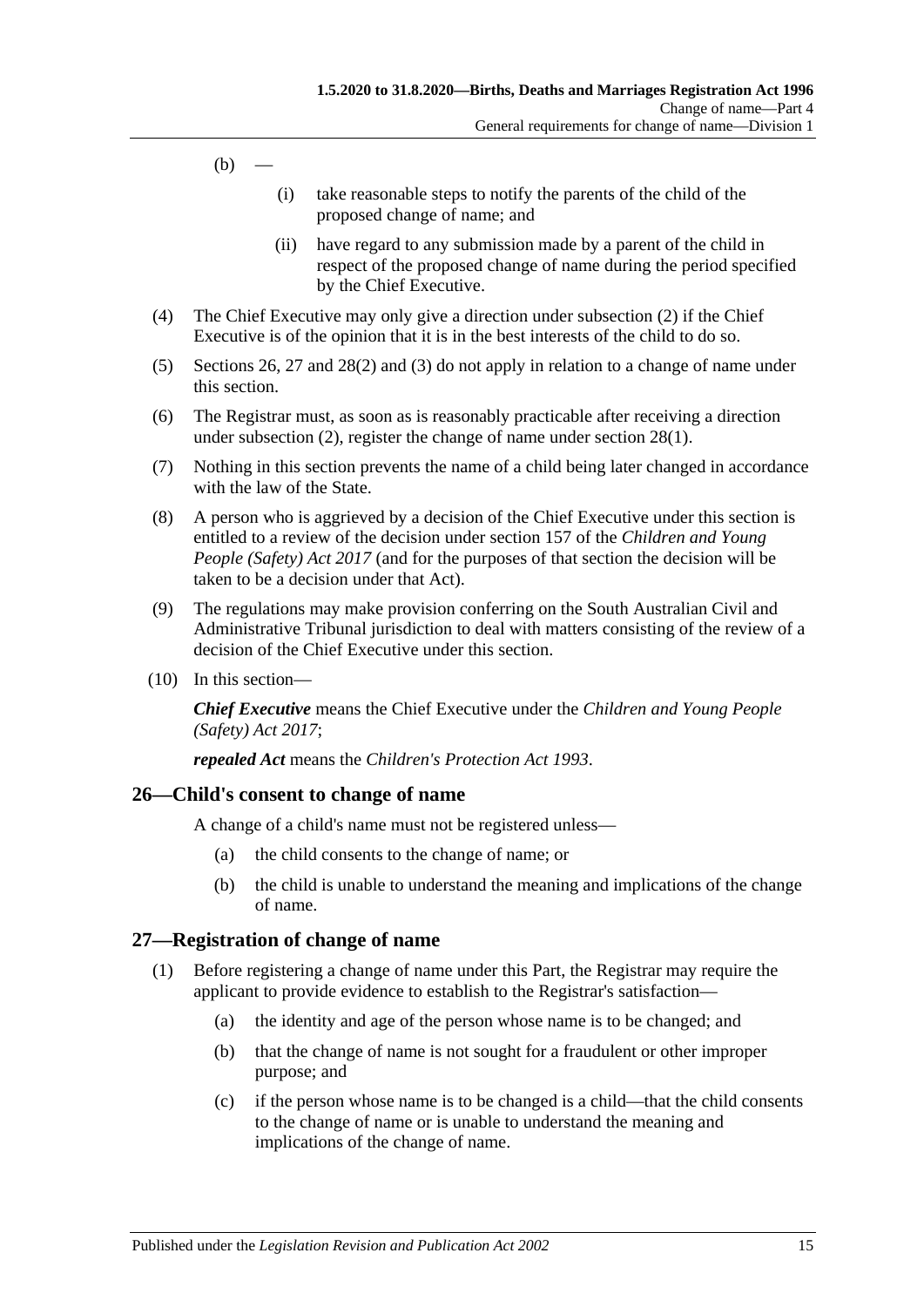(b) —

(i) take reasonable steps to notify the parents of the child of the proposed change of name; and

(ii) have regard to any submission made by a parent of the child in respect of the proposed change of name during the period specified by the Chief Executive.

(4) The Chief Executive may only give a direction under subsection (2) if the Chief Executive is of the opinion that it is in the best interests of the child to do so.

(5) Sections 26, 27 and 28(2) and (3) do not apply in relation to a change of name under this section.

(6) The Registrar must, as soon as is reasonably practicable after receiving a direction under subsection (2), register the change of name under section 28(1).

(7) Nothing in this section prevents the name of a child being later changed in accordance with the law of the State.

(8) A person who is aggrieved by a decision of the Chief Executive under this section is entitled to a review of the decision under section 157 of the *Children and Young People (Safety) Act 2017* (and for the purposes of that section the decision will be taken to be a decision under that Act).

(9) The regulations may make provision conferring on the South Australian Civil and Administrative Tribunal jurisdiction to deal with matters consisting of the review of a decision of the Chief Executive under this section.

(10) In this section—

***Chief Executive*** means the Chief Executive under the *Children and Young People (Safety) Act 2017*;

***repealed Act*** means the *Children's Protection Act 1993*.

## 26—Child's consent to change of name

A change of a child's name must not be registered unless—

(a) the child consents to the change of name; or

(b) the child is unable to understand the meaning and implications of the change of name.

## 27—Registration of change of name

(1) Before registering a change of name under this Part, the Registrar may require the applicant to provide evidence to establish to the Registrar's satisfaction—

(a) the identity and age of the person whose name is to be changed; and

(b) that the change of name is not sought for a fraudulent or other improper purpose; and

(c) if the person whose name is to be changed is a child—that the child consents to the change of name or is unable to understand the meaning and implications of the change of name.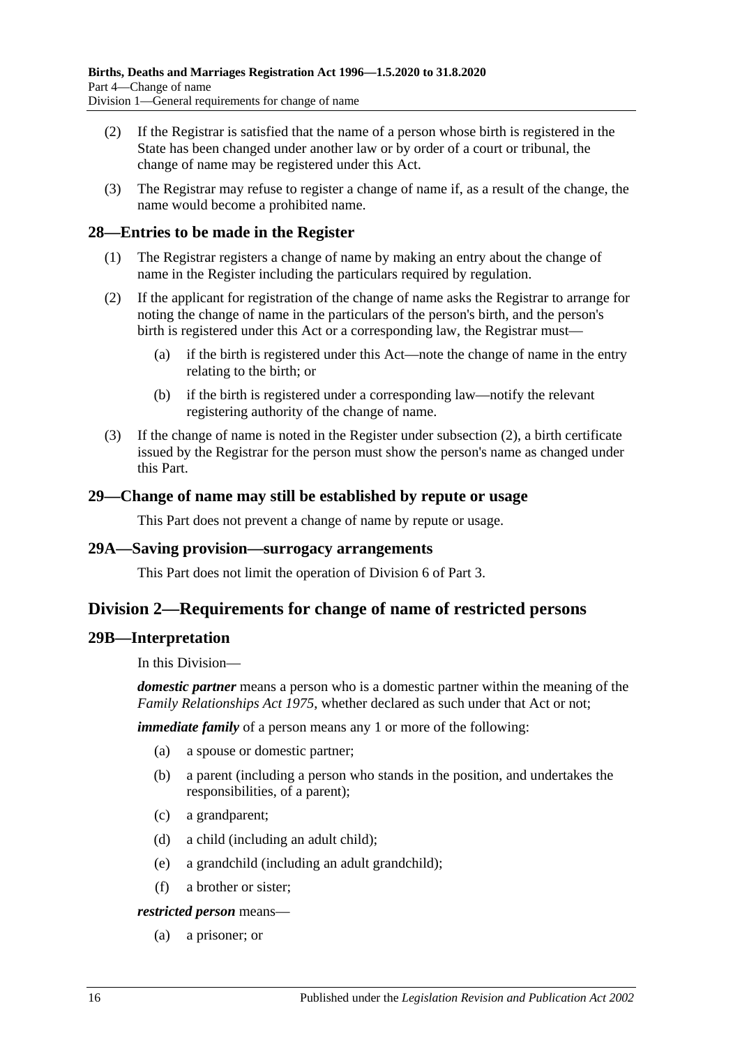(2) If the Registrar is satisfied that the name of a person whose birth is registered in the State has been changed under another law or by order of a court or tribunal, the change of name may be registered under this Act.

(3) The Registrar may refuse to register a change of name if, as a result of the change, the name would become a prohibited name.

## 28—Entries to be made in the Register

(1) The Registrar registers a change of name by making an entry about the change of name in the Register including the particulars required by regulation.

(2) If the applicant for registration of the change of name asks the Registrar to arrange for noting the change of name in the particulars of the person's birth, and the person's birth is registered under this Act or a corresponding law, the Registrar must—

- (a) if the birth is registered under this Act—note the change of name in the entry relating to the birth; or
- (b) if the birth is registered under a corresponding law—notify the relevant registering authority of the change of name.

(3) If the change of name is noted in the Register under subsection (2), a birth certificate issued by the Registrar for the person must show the person's name as changed under this Part.

## 29—Change of name may still be established by repute or usage

This Part does not prevent a change of name by repute or usage.

## 29A—Saving provision—surrogacy arrangements

This Part does not limit the operation of Division 6 of Part 3.

# Division 2—Requirements for change of name of restricted persons

## 29B—Interpretation

In this Division—

***domestic partner*** means a person who is a domestic partner within the meaning of the *Family Relationships Act 1975*, whether declared as such under that Act or not;

***immediate family*** of a person means any 1 or more of the following:

- (a) a spouse or domestic partner;
- (b) a parent (including a person who stands in the position, and undertakes the responsibilities, of a parent);
- (c) a grandparent;
- (d) a child (including an adult child);
- (e) a grandchild (including an adult grandchild);
- (f) a brother or sister;

***restricted person*** means—

- (a) a prisoner; or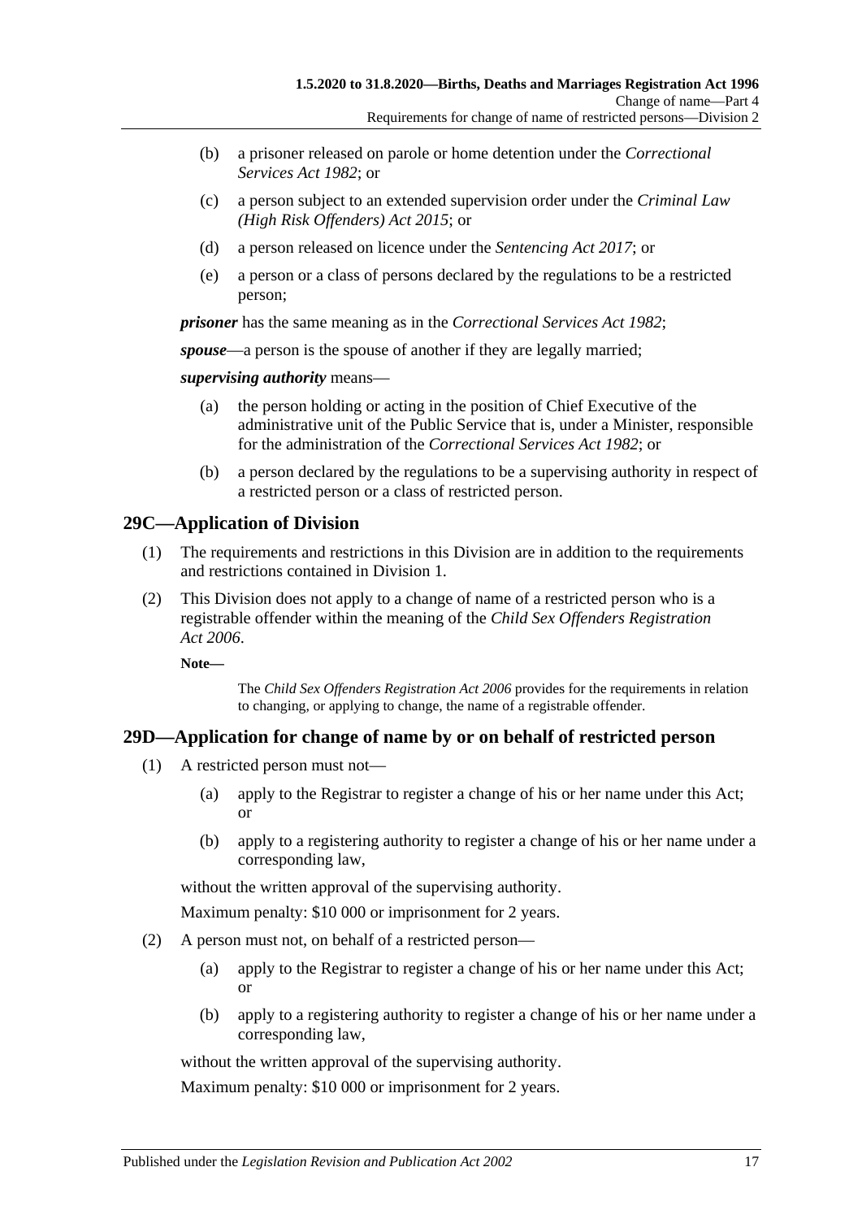(b) a prisoner released on parole or home detention under the *Correctional Services Act 1982*; or

(c) a person subject to an extended supervision order under the *Criminal Law (High Risk Offenders) Act 2015*; or

(d) a person released on licence under the *Sentencing Act 2017*; or

(e) a person or a class of persons declared by the regulations to be a restricted person;

***prisoner*** has the same meaning as in the *Correctional Services Act 1982*;

***spouse***—a person is the spouse of another if they are legally married;

***supervising authority*** means—

(a) the person holding or acting in the position of Chief Executive of the administrative unit of the Public Service that is, under a Minister, responsible for the administration of the *Correctional Services Act 1982*; or

(b) a person declared by the regulations to be a supervising authority in respect of a restricted person or a class of restricted person.

## 29C—Application of Division

(1) The requirements and restrictions in this Division are in addition to the requirements and restrictions contained in Division 1.

(2) This Division does not apply to a change of name of a restricted person who is a registrable offender within the meaning of the *Child Sex Offenders Registration Act 2006*.

**Note—**

The *Child Sex Offenders Registration Act 2006* provides for the requirements in relation to changing, or applying to change, the name of a registrable offender.

## 29D—Application for change of name by or on behalf of restricted person

(1) A restricted person must not—

(a) apply to the Registrar to register a change of his or her name under this Act; or

(b) apply to a registering authority to register a change of his or her name under a corresponding law,

without the written approval of the supervising authority.

Maximum penalty: $10 000 or imprisonment for 2 years.

(2) A person must not, on behalf of a restricted person—

(a) apply to the Registrar to register a change of his or her name under this Act; or

(b) apply to a registering authority to register a change of his or her name under a corresponding law,

without the written approval of the supervising authority.

Maximum penalty: $10 000 or imprisonment for 2 years.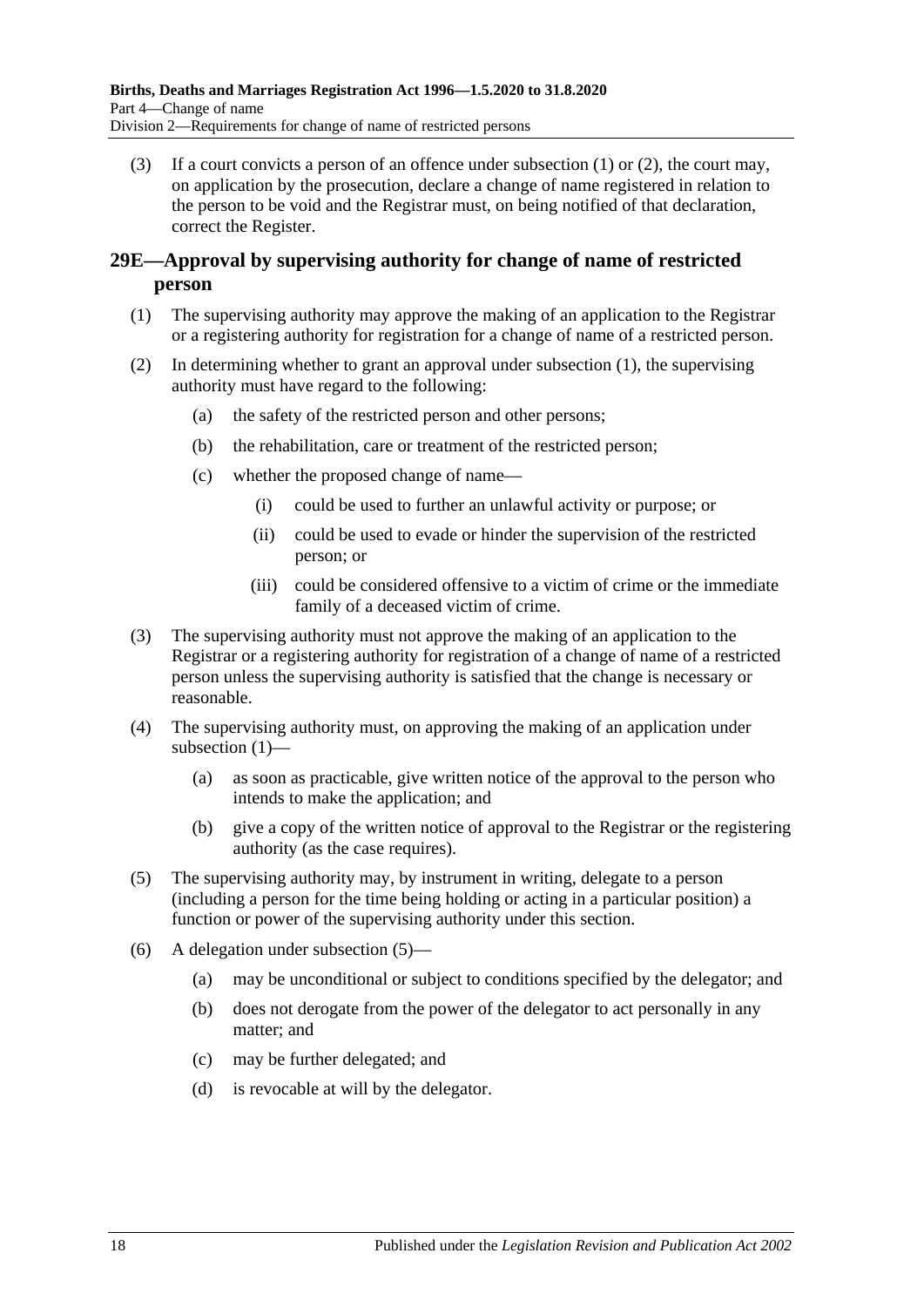(3) If a court convicts a person of an offence under subsection (1) or (2), the court may, on application by the prosecution, declare a change of name registered in relation to the person to be void and the Registrar must, on being notified of that declaration, correct the Register.

## 29E—Approval by supervising authority for change of name of restricted person

(1) The supervising authority may approve the making of an application to the Registrar or a registering authority for registration for a change of name of a restricted person.

(2) In determining whether to grant an approval under subsection (1), the supervising authority must have regard to the following:

- (a) the safety of the restricted person and other persons;
- (b) the rehabilitation, care or treatment of the restricted person;
- (c) whether the proposed change of name—
  - (i) could be used to further an unlawful activity or purpose; or
  - (ii) could be used to evade or hinder the supervision of the restricted person; or
  - (iii) could be considered offensive to a victim of crime or the immediate family of a deceased victim of crime.

(3) The supervising authority must not approve the making of an application to the Registrar or a registering authority for registration of a change of name of a restricted person unless the supervising authority is satisfied that the change is necessary or reasonable.

(4) The supervising authority must, on approving the making of an application under subsection (1)—

- (a) as soon as practicable, give written notice of the approval to the person who intends to make the application; and
- (b) give a copy of the written notice of approval to the Registrar or the registering authority (as the case requires).

(5) The supervising authority may, by instrument in writing, delegate to a person (including a person for the time being holding or acting in a particular position) a function or power of the supervising authority under this section.

(6) A delegation under subsection (5)—

- (a) may be unconditional or subject to conditions specified by the delegator; and
- (b) does not derogate from the power of the delegator to act personally in any matter; and
- (c) may be further delegated; and
- (d) is revocable at will by the delegator.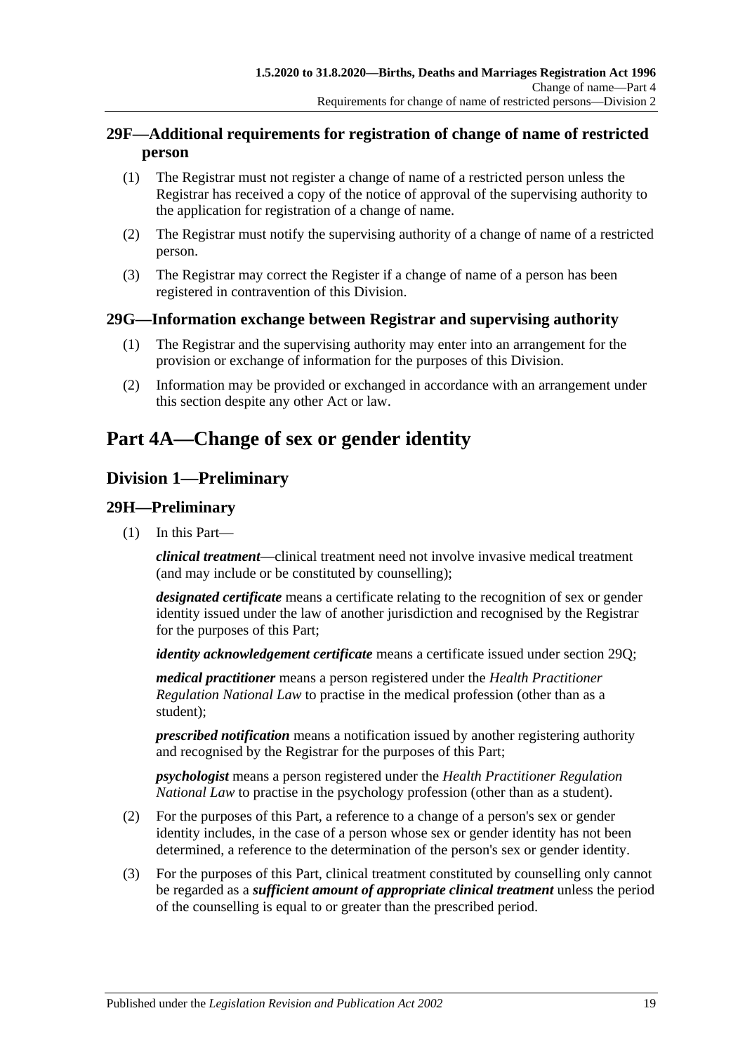## 29F—Additional requirements for registration of change of name of restricted person

(1) The Registrar must not register a change of name of a restricted person unless the Registrar has received a copy of the notice of approval of the supervising authority to the application for registration of a change of name.

(2) The Registrar must notify the supervising authority of a change of name of a restricted person.

(3) The Registrar may correct the Register if a change of name of a person has been registered in contravention of this Division.

## 29G—Information exchange between Registrar and supervising authority

(1) The Registrar and the supervising authority may enter into an arrangement for the provision or exchange of information for the purposes of this Division.

(2) Information may be provided or exchanged in accordance with an arrangement under this section despite any other Act or law.

# Part 4A—Change of sex or gender identity

## Division 1—Preliminary

## 29H—Preliminary

(1) In this Part—

***clinical treatment***—clinical treatment need not involve invasive medical treatment (and may include or be constituted by counselling);

***designated certificate*** means a certificate relating to the recognition of sex or gender identity issued under the law of another jurisdiction and recognised by the Registrar for the purposes of this Part;

***identity acknowledgement certificate*** means a certificate issued under section 29Q;

***medical practitioner*** means a person registered under the *Health Practitioner Regulation National Law* to practise in the medical profession (other than as a student);

***prescribed notification*** means a notification issued by another registering authority and recognised by the Registrar for the purposes of this Part;

***psychologist*** means a person registered under the *Health Practitioner Regulation National Law* to practise in the psychology profession (other than as a student).

(2) For the purposes of this Part, a reference to a change of a person's sex or gender identity includes, in the case of a person whose sex or gender identity has not been determined, a reference to the determination of the person's sex or gender identity.

(3) For the purposes of this Part, clinical treatment constituted by counselling only cannot be regarded as a ***sufficient amount of appropriate clinical treatment*** unless the period of the counselling is equal to or greater than the prescribed period.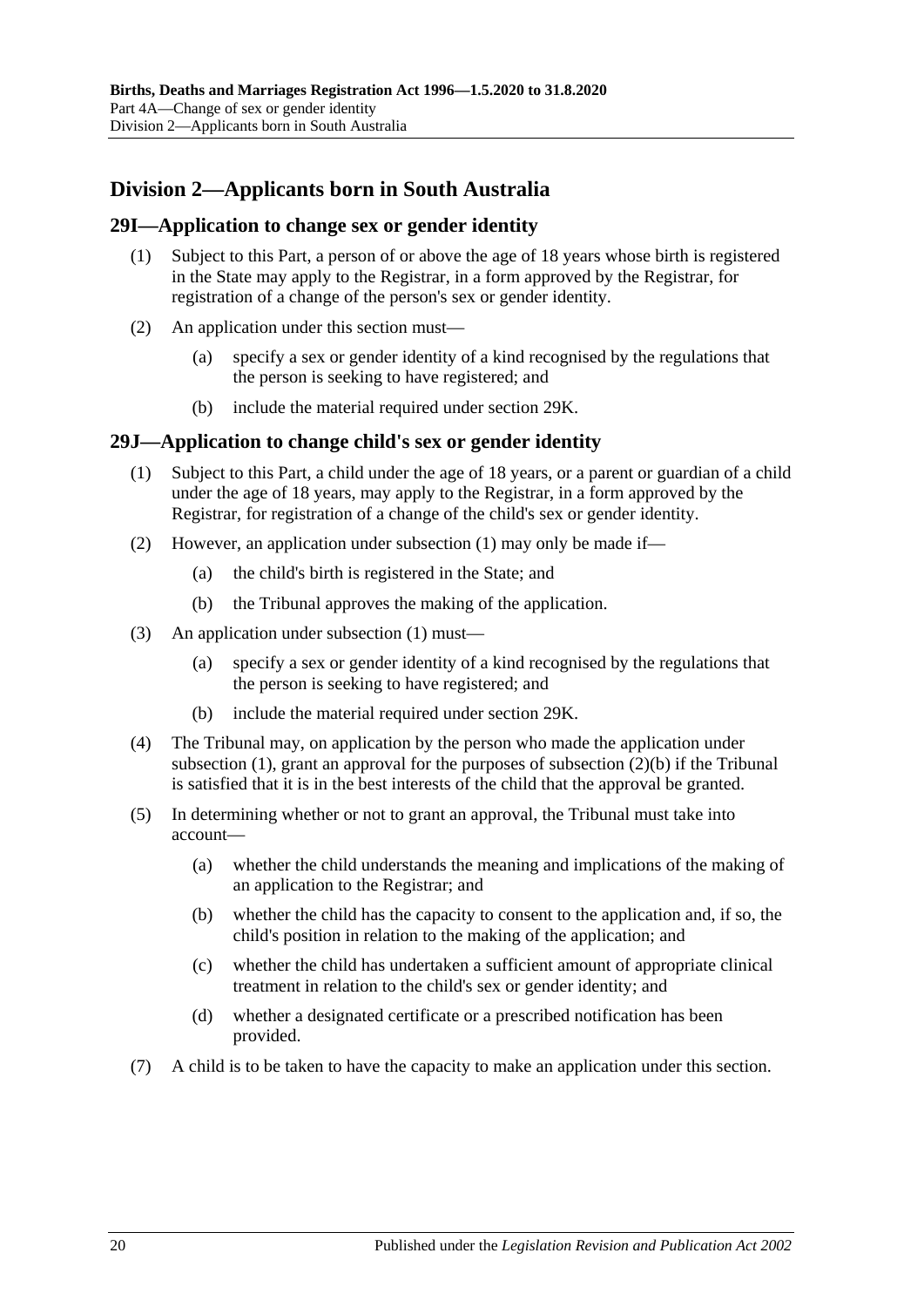## Division 2—Applicants born in South Australia

### 29I—Application to change sex or gender identity

(1) Subject to this Part, a person of or above the age of 18 years whose birth is registered in the State may apply to the Registrar, in a form approved by the Registrar, for registration of a change of the person's sex or gender identity.

(2) An application under this section must—

(a) specify a sex or gender identity of a kind recognised by the regulations that the person is seeking to have registered; and

(b) include the material required under section 29K.

### 29J—Application to change child's sex or gender identity

(1) Subject to this Part, a child under the age of 18 years, or a parent or guardian of a child under the age of 18 years, may apply to the Registrar, in a form approved by the Registrar, for registration of a change of the child's sex or gender identity.

(2) However, an application under subsection (1) may only be made if—

(a) the child's birth is registered in the State; and

(b) the Tribunal approves the making of the application.

(3) An application under subsection (1) must—

(a) specify a sex or gender identity of a kind recognised by the regulations that the person is seeking to have registered; and

(b) include the material required under section 29K.

(4) The Tribunal may, on application by the person who made the application under subsection (1), grant an approval for the purposes of subsection (2)(b) if the Tribunal is satisfied that it is in the best interests of the child that the approval be granted.

(5) In determining whether or not to grant an approval, the Tribunal must take into account—

(a) whether the child understands the meaning and implications of the making of an application to the Registrar; and

(b) whether the child has the capacity to consent to the application and, if so, the child's position in relation to the making of the application; and

(c) whether the child has undertaken a sufficient amount of appropriate clinical treatment in relation to the child's sex or gender identity; and

(d) whether a designated certificate or a prescribed notification has been provided.

(7) A child is to be taken to have the capacity to make an application under this section.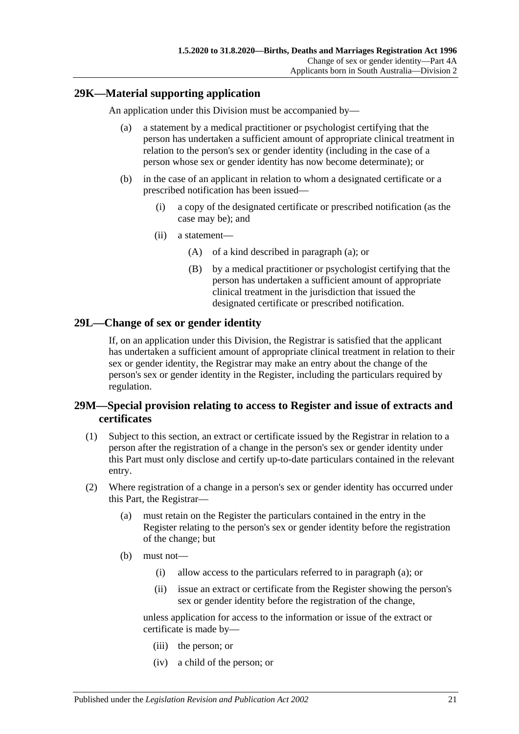## 29K—Material supporting application

An application under this Division must be accompanied by—

- (a) a statement by a medical practitioner or psychologist certifying that the person has undertaken a sufficient amount of appropriate clinical treatment in relation to the person's sex or gender identity (including in the case of a person whose sex or gender identity has now become determinate); or
- (b) in the case of an applicant in relation to whom a designated certificate or a prescribed notification has been issued—
  - (i) a copy of the designated certificate or prescribed notification (as the case may be); and
  - (ii) a statement—
    - (A) of a kind described in paragraph (a); or
    - (B) by a medical practitioner or psychologist certifying that the person has undertaken a sufficient amount of appropriate clinical treatment in the jurisdiction that issued the designated certificate or prescribed notification.

## 29L—Change of sex or gender identity

If, on an application under this Division, the Registrar is satisfied that the applicant has undertaken a sufficient amount of appropriate clinical treatment in relation to their sex or gender identity, the Registrar may make an entry about the change of the person's sex or gender identity in the Register, including the particulars required by regulation.

## 29M—Special provision relating to access to Register and issue of extracts and certificates

(1) Subject to this section, an extract or certificate issued by the Registrar in relation to a person after the registration of a change in the person's sex or gender identity under this Part must only disclose and certify up-to-date particulars contained in the relevant entry.

(2) Where registration of a change in a person's sex or gender identity has occurred under this Part, the Registrar—

- (a) must retain on the Register the particulars contained in the entry in the Register relating to the person's sex or gender identity before the registration of the change; but
- (b) must not—
  - (i) allow access to the particulars referred to in paragraph (a); or
  - (ii) issue an extract or certificate from the Register showing the person's sex or gender identity before the registration of the change,

  unless application for access to the information or issue of the extract or certificate is made by—

  - (iii) the person; or
  - (iv) a child of the person; or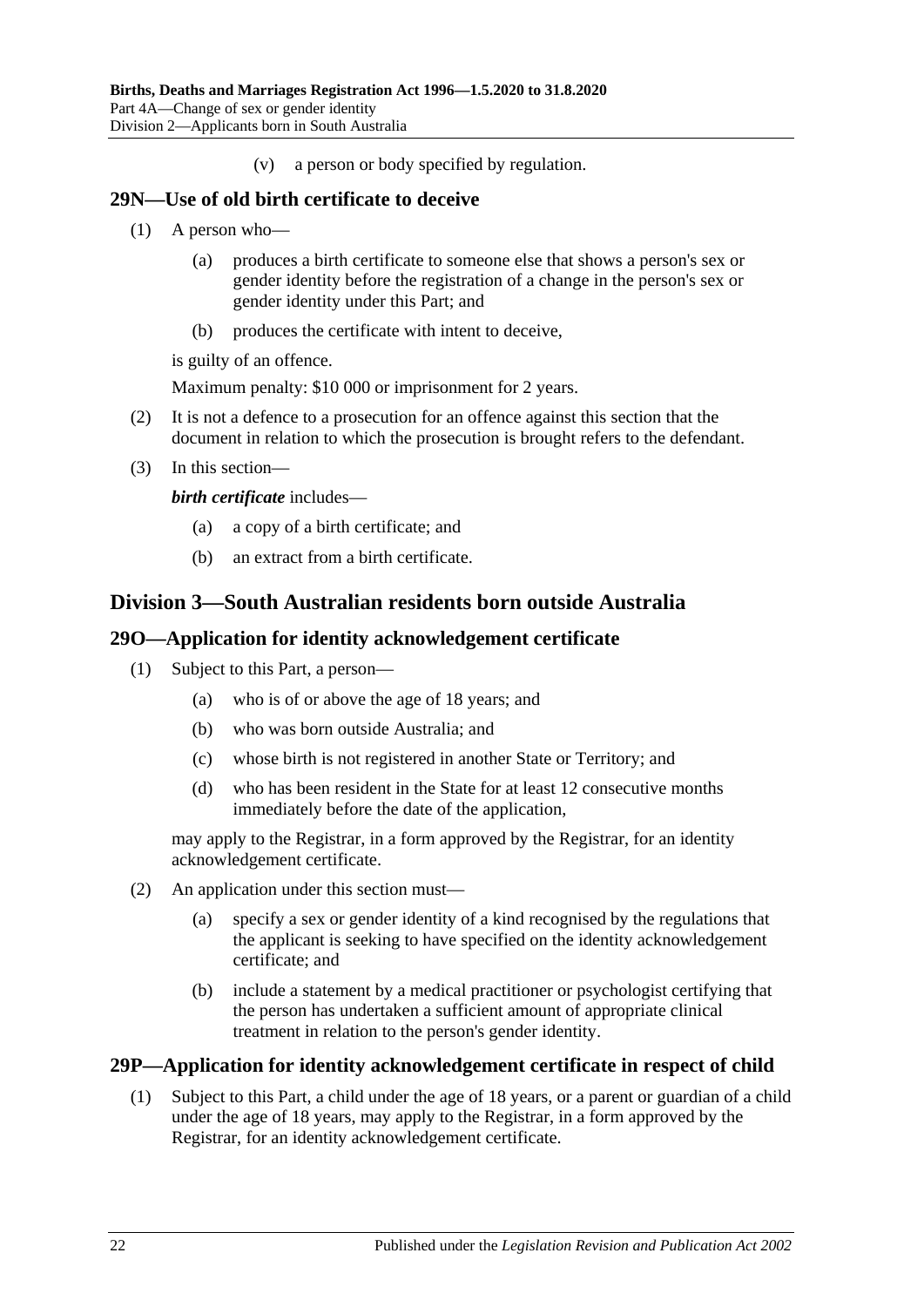(v) a person or body specified by regulation.

### 29N—Use of old birth certificate to deceive

(1) A person who—

(a) produces a birth certificate to someone else that shows a person's sex or gender identity before the registration of a change in the person's sex or gender identity under this Part; and

(b) produces the certificate with intent to deceive,

is guilty of an offence.

Maximum penalty: $10 000 or imprisonment for 2 years.

(2) It is not a defence to a prosecution for an offence against this section that the document in relation to which the prosecution is brought refers to the defendant.

(3) In this section—

***birth certificate*** includes—

(a) a copy of a birth certificate; and

(b) an extract from a birth certificate.

## Division 3—South Australian residents born outside Australia

### 29O—Application for identity acknowledgement certificate

(1) Subject to this Part, a person—

(a) who is of or above the age of 18 years; and

(b) who was born outside Australia; and

(c) whose birth is not registered in another State or Territory; and

(d) who has been resident in the State for at least 12 consecutive months immediately before the date of the application,

may apply to the Registrar, in a form approved by the Registrar, for an identity acknowledgement certificate.

(2) An application under this section must—

(a) specify a sex or gender identity of a kind recognised by the regulations that the applicant is seeking to have specified on the identity acknowledgement certificate; and

(b) include a statement by a medical practitioner or psychologist certifying that the person has undertaken a sufficient amount of appropriate clinical treatment in relation to the person's gender identity.

### 29P—Application for identity acknowledgement certificate in respect of child

(1) Subject to this Part, a child under the age of 18 years, or a parent or guardian of a child under the age of 18 years, may apply to the Registrar, in a form approved by the Registrar, for an identity acknowledgement certificate.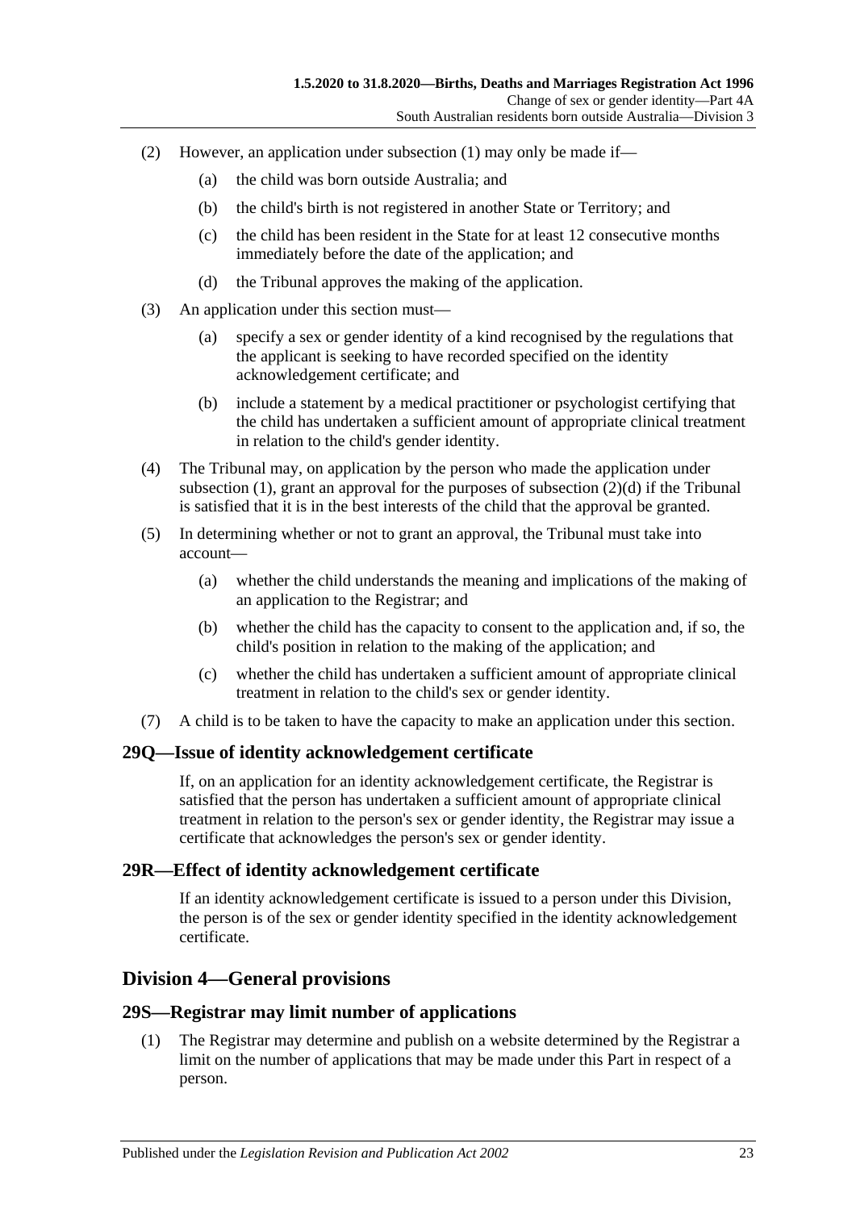(2) However, an application under subsection (1) may only be made if—

(a) the child was born outside Australia; and

(b) the child's birth is not registered in another State or Territory; and

(c) the child has been resident in the State for at least 12 consecutive months immediately before the date of the application; and

(d) the Tribunal approves the making of the application.

(3) An application under this section must—

(a) specify a sex or gender identity of a kind recognised by the regulations that the applicant is seeking to have recorded specified on the identity acknowledgement certificate; and

(b) include a statement by a medical practitioner or psychologist certifying that the child has undertaken a sufficient amount of appropriate clinical treatment in relation to the child's gender identity.

(4) The Tribunal may, on application by the person who made the application under subsection (1), grant an approval for the purposes of subsection (2)(d) if the Tribunal is satisfied that it is in the best interests of the child that the approval be granted.

(5) In determining whether or not to grant an approval, the Tribunal must take into account—

(a) whether the child understands the meaning and implications of the making of an application to the Registrar; and

(b) whether the child has the capacity to consent to the application and, if so, the child's position in relation to the making of the application; and

(c) whether the child has undertaken a sufficient amount of appropriate clinical treatment in relation to the child's sex or gender identity.

(7) A child is to be taken to have the capacity to make an application under this section.

## 29Q—Issue of identity acknowledgement certificate

If, on an application for an identity acknowledgement certificate, the Registrar is satisfied that the person has undertaken a sufficient amount of appropriate clinical treatment in relation to the person's sex or gender identity, the Registrar may issue a certificate that acknowledges the person's sex or gender identity.

## 29R—Effect of identity acknowledgement certificate

If an identity acknowledgement certificate is issued to a person under this Division, the person is of the sex or gender identity specified in the identity acknowledgement certificate.

# Division 4—General provisions

## 29S—Registrar may limit number of applications

(1) The Registrar may determine and publish on a website determined by the Registrar a limit on the number of applications that may be made under this Part in respect of a person.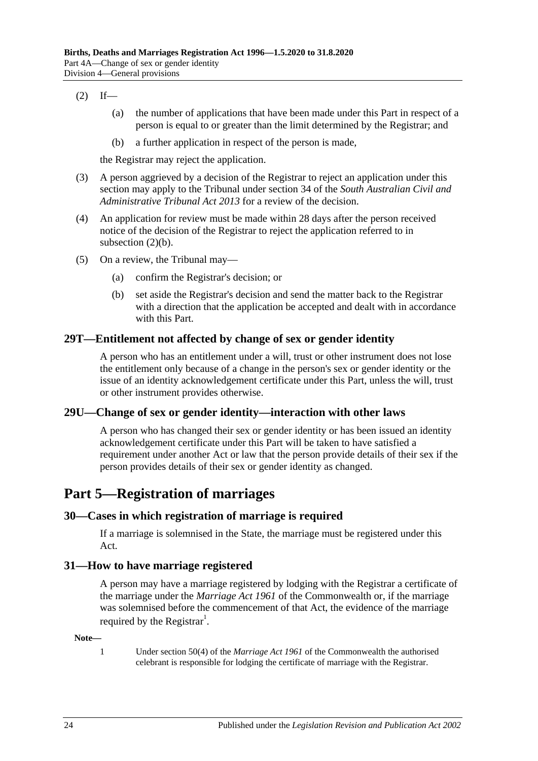(2) If—

(a) the number of applications that have been made under this Part in respect of a person is equal to or greater than the limit determined by the Registrar; and

(b) a further application in respect of the person is made,

the Registrar may reject the application.

(3) A person aggrieved by a decision of the Registrar to reject an application under this section may apply to the Tribunal under section 34 of the *South Australian Civil and Administrative Tribunal Act 2013* for a review of the decision.

(4) An application for review must be made within 28 days after the person received notice of the decision of the Registrar to reject the application referred to in subsection (2)(b).

(5) On a review, the Tribunal may—

(a) confirm the Registrar's decision; or

(b) set aside the Registrar's decision and send the matter back to the Registrar with a direction that the application be accepted and dealt with in accordance with this Part.

### 29T—Entitlement not affected by change of sex or gender identity

A person who has an entitlement under a will, trust or other instrument does not lose the entitlement only because of a change in the person's sex or gender identity or the issue of an identity acknowledgement certificate under this Part, unless the will, trust or other instrument provides otherwise.

### 29U—Change of sex or gender identity—interaction with other laws

A person who has changed their sex or gender identity or has been issued an identity acknowledgement certificate under this Part will be taken to have satisfied a requirement under another Act or law that the person provide details of their sex if the person provides details of their sex or gender identity as changed.

## Part 5—Registration of marriages

### 30—Cases in which registration of marriage is required

If a marriage is solemnised in the State, the marriage must be registered under this Act.

### 31—How to have marriage registered

A person may have a marriage registered by lodging with the Registrar a certificate of the marriage under the *Marriage Act 1961* of the Commonwealth or, if the marriage was solemnised before the commencement of that Act, the evidence of the marriage required by the Registrar[1].

**Note—**

1 Under section 50(4) of the *Marriage Act 1961* of the Commonwealth the authorised celebrant is responsible for lodging the certificate of marriage with the Registrar.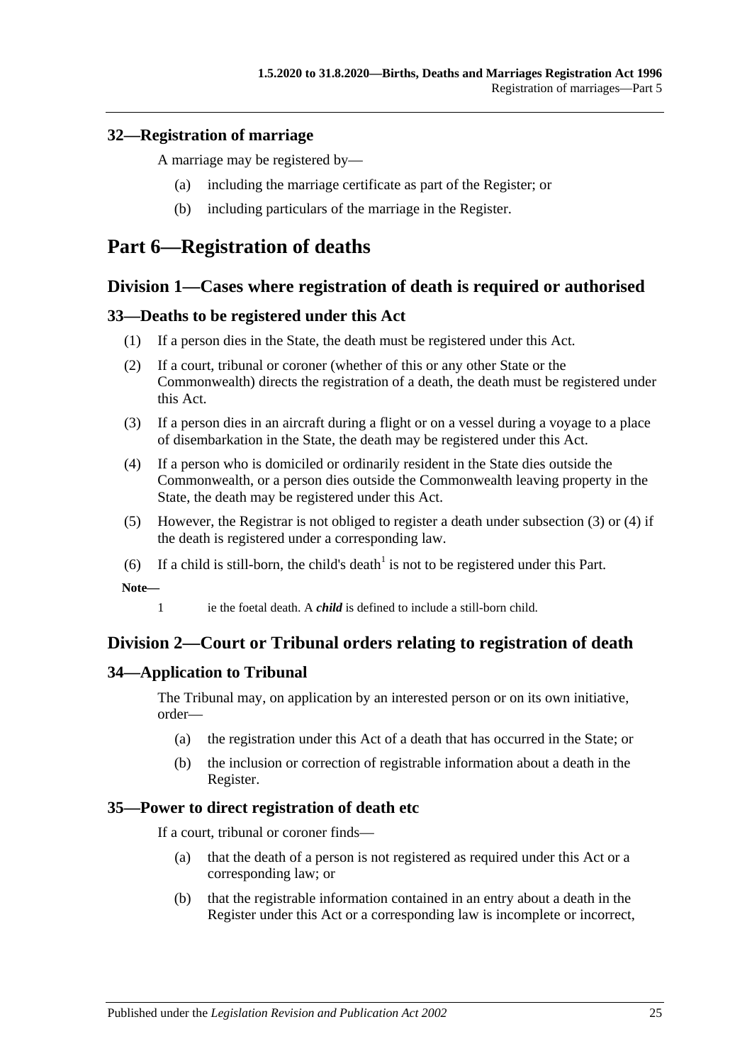### 32—Registration of marriage

A marriage may be registered by—

(a) including the marriage certificate as part of the Register; or

(b) including particulars of the marriage in the Register.

# Part 6—Registration of deaths

## Division 1—Cases where registration of death is required or authorised

### 33—Deaths to be registered under this Act

(1) If a person dies in the State, the death must be registered under this Act.

(2) If a court, tribunal or coroner (whether of this or any other State or the Commonwealth) directs the registration of a death, the death must be registered under this Act.

(3) If a person dies in an aircraft during a flight or on a vessel during a voyage to a place of disembarkation in the State, the death may be registered under this Act.

(4) If a person who is domiciled or ordinarily resident in the State dies outside the Commonwealth, or a person dies outside the Commonwealth leaving property in the State, the death may be registered under this Act.

(5) However, the Registrar is not obliged to register a death under subsection (3) or (4) if the death is registered under a corresponding law.

(6) If a child is still-born, the child's death[1] is not to be registered under this Part.

**Note—**

1 ie the foetal death. A ***child*** is defined to include a still-born child.

## Division 2—Court or Tribunal orders relating to registration of death

### 34—Application to Tribunal

The Tribunal may, on application by an interested person or on its own initiative, order—

(a) the registration under this Act of a death that has occurred in the State; or

(b) the inclusion or correction of registrable information about a death in the Register.

### 35—Power to direct registration of death etc

If a court, tribunal or coroner finds—

(a) that the death of a person is not registered as required under this Act or a corresponding law; or

(b) that the registrable information contained in an entry about a death in the Register under this Act or a corresponding law is incomplete or incorrect,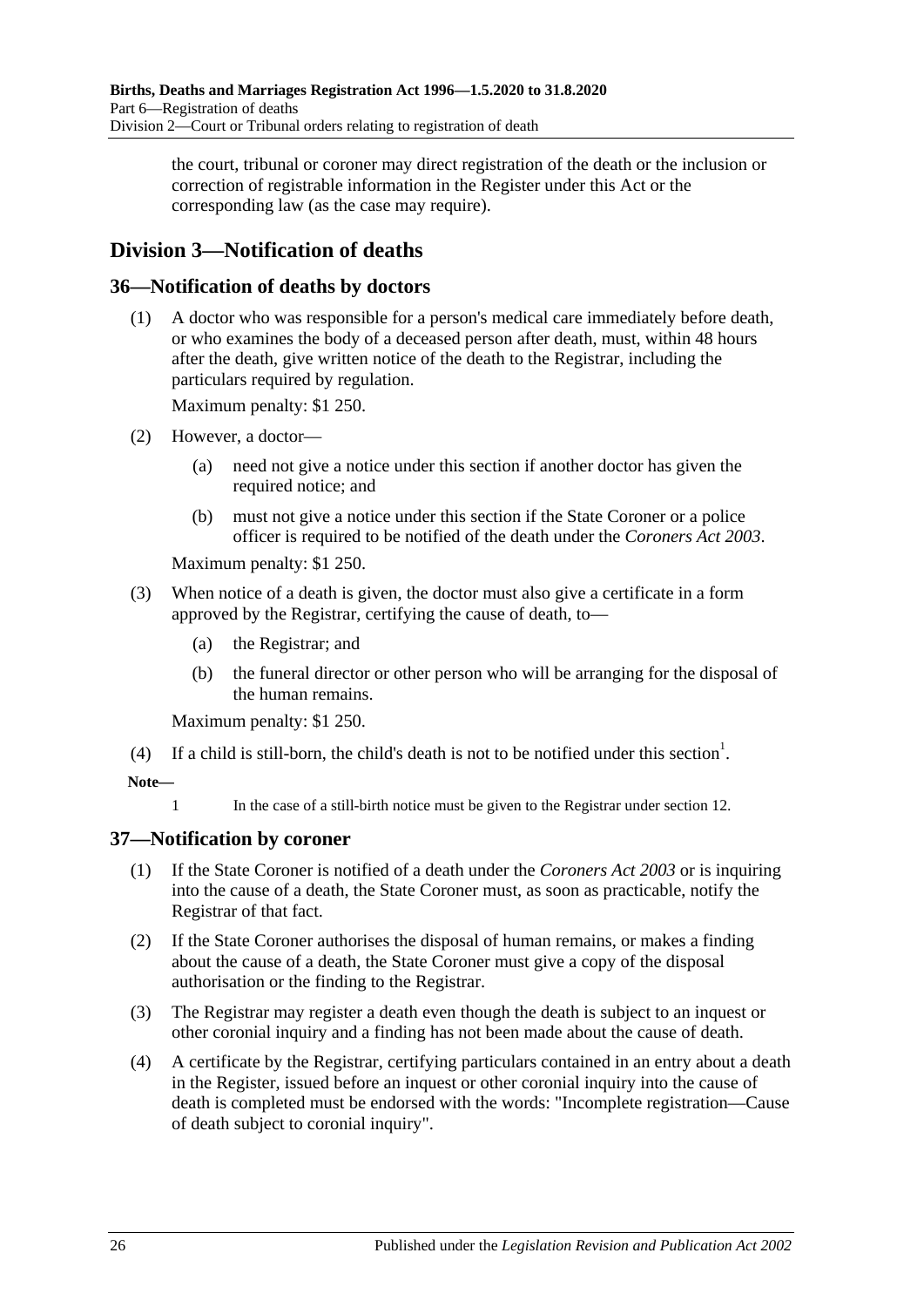the court, tribunal or coroner may direct registration of the death or the inclusion or correction of registrable information in the Register under this Act or the corresponding law (as the case may require).

## Division 3—Notification of deaths

### 36—Notification of deaths by doctors

(1) A doctor who was responsible for a person's medical care immediately before death, or who examines the body of a deceased person after death, must, within 48 hours after the death, give written notice of the death to the Registrar, including the particulars required by regulation.

Maximum penalty: $1 250.

(2) However, a doctor—

(a) need not give a notice under this section if another doctor has given the required notice; and

(b) must not give a notice under this section if the State Coroner or a police officer is required to be notified of the death under the *Coroners Act 2003*.

Maximum penalty: $1 250.

(3) When notice of a death is given, the doctor must also give a certificate in a form approved by the Registrar, certifying the cause of death, to—

(a) the Registrar; and

(b) the funeral director or other person who will be arranging for the disposal of the human remains.

Maximum penalty: $1 250.

(4) If a child is still-born, the child's death is not to be notified under this section[1].

**Note—**

1 In the case of a still-birth notice must be given to the Registrar under section 12.

### 37—Notification by coroner

(1) If the State Coroner is notified of a death under the *Coroners Act 2003* or is inquiring into the cause of a death, the State Coroner must, as soon as practicable, notify the Registrar of that fact.

(2) If the State Coroner authorises the disposal of human remains, or makes a finding about the cause of a death, the State Coroner must give a copy of the disposal authorisation or the finding to the Registrar.

(3) The Registrar may register a death even though the death is subject to an inquest or other coronial inquiry and a finding has not been made about the cause of death.

(4) A certificate by the Registrar, certifying particulars contained in an entry about a death in the Register, issued before an inquest or other coronial inquiry into the cause of death is completed must be endorsed with the words: "Incomplete registration—Cause of death subject to coronial inquiry".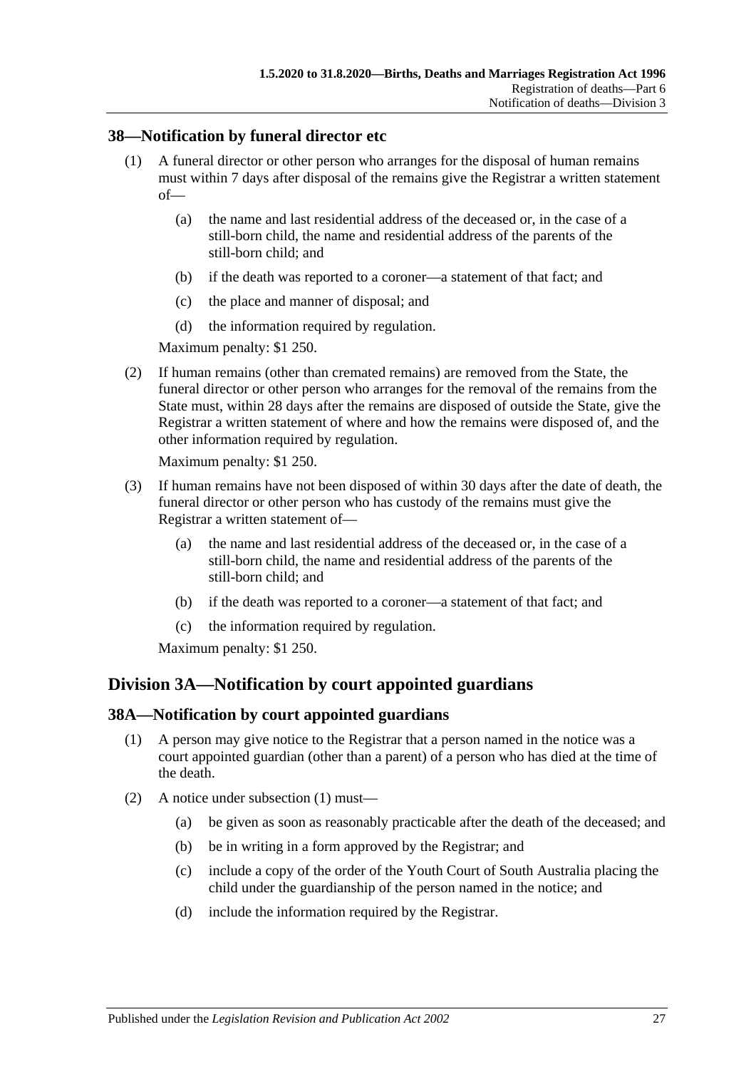## 38—Notification by funeral director etc

(1) A funeral director or other person who arranges for the disposal of human remains must within 7 days after disposal of the remains give the Registrar a written statement of—

- (a) the name and last residential address of the deceased or, in the case of a still-born child, the name and residential address of the parents of the still-born child; and
- (b) if the death was reported to a coroner—a statement of that fact; and
- (c) the place and manner of disposal; and
- (d) the information required by regulation.

Maximum penalty: $1 250.

(2) If human remains (other than cremated remains) are removed from the State, the funeral director or other person who arranges for the removal of the remains from the State must, within 28 days after the remains are disposed of outside the State, give the Registrar a written statement of where and how the remains were disposed of, and the other information required by regulation.

Maximum penalty: $1 250.

(3) If human remains have not been disposed of within 30 days after the date of death, the funeral director or other person who has custody of the remains must give the Registrar a written statement of—

- (a) the name and last residential address of the deceased or, in the case of a still-born child, the name and residential address of the parents of the still-born child; and
- (b) if the death was reported to a coroner—a statement of that fact; and
- (c) the information required by regulation.

Maximum penalty: $1 250.

# Division 3A—Notification by court appointed guardians

## 38A—Notification by court appointed guardians

(1) A person may give notice to the Registrar that a person named in the notice was a court appointed guardian (other than a parent) of a person who has died at the time of the death.

(2) A notice under subsection (1) must—

- (a) be given as soon as reasonably practicable after the death of the deceased; and
- (b) be in writing in a form approved by the Registrar; and
- (c) include a copy of the order of the Youth Court of South Australia placing the child under the guardianship of the person named in the notice; and
- (d) include the information required by the Registrar.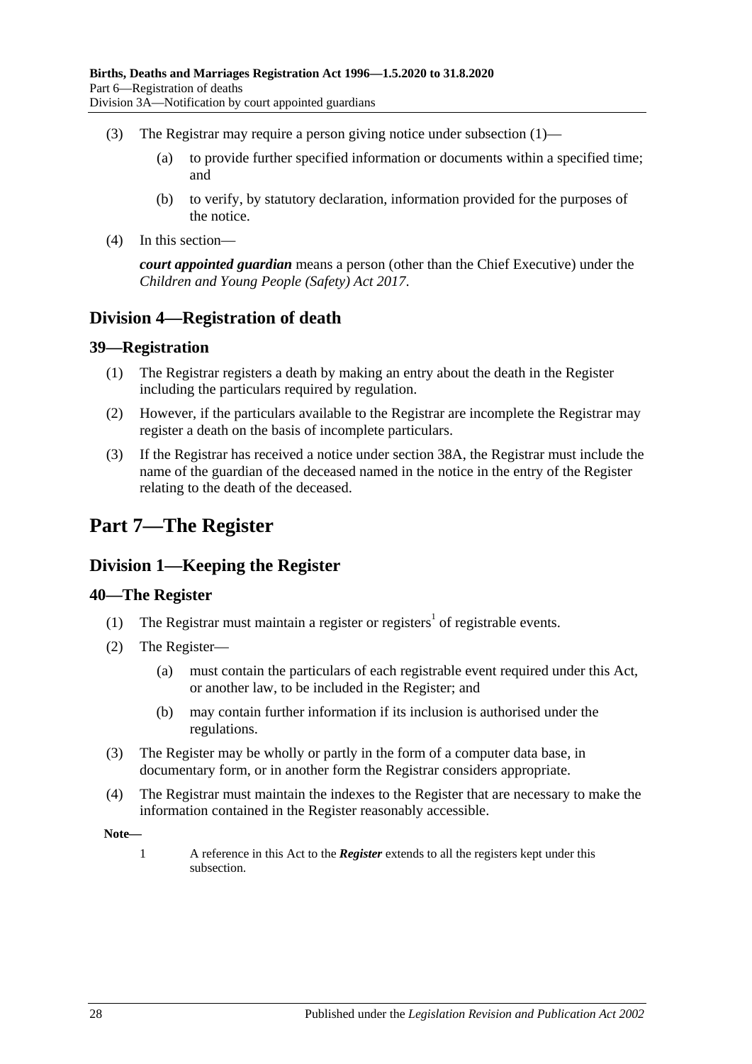(3) The Registrar may require a person giving notice under subsection (1)—

(a) to provide further specified information or documents within a specified time; and

(b) to verify, by statutory declaration, information provided for the purposes of the notice.

(4) In this section—

***court appointed guardian*** means a person (other than the Chief Executive) under the *Children and Young People (Safety) Act 2017*.

## Division 4—Registration of death

### 39—Registration

(1) The Registrar registers a death by making an entry about the death in the Register including the particulars required by regulation.

(2) However, if the particulars available to the Registrar are incomplete the Registrar may register a death on the basis of incomplete particulars.

(3) If the Registrar has received a notice under section 38A, the Registrar must include the name of the guardian of the deceased named in the notice in the entry of the Register relating to the death of the deceased.

# Part 7—The Register

## Division 1—Keeping the Register

### 40—The Register

(1) The Registrar must maintain a register or registers[1] of registrable events.

(2) The Register—

(a) must contain the particulars of each registrable event required under this Act, or another law, to be included in the Register; and

(b) may contain further information if its inclusion is authorised under the regulations.

(3) The Register may be wholly or partly in the form of a computer data base, in documentary form, or in another form the Registrar considers appropriate.

(4) The Registrar must maintain the indexes to the Register that are necessary to make the information contained in the Register reasonably accessible.

**Note—**

1 A reference in this Act to the ***Register*** extends to all the registers kept under this subsection.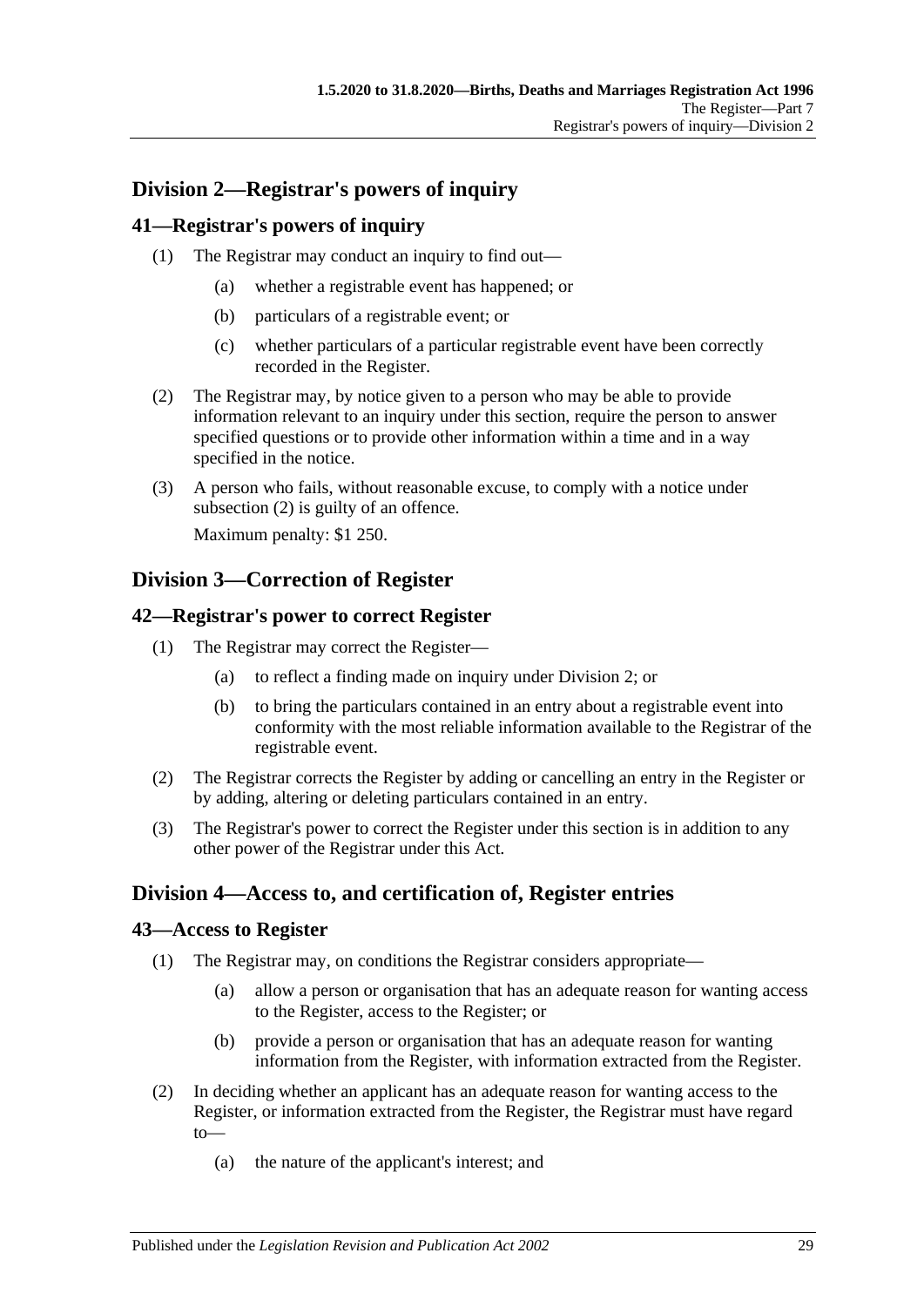## Division 2—Registrar's powers of inquiry

### 41—Registrar's powers of inquiry

(1) The Registrar may conduct an inquiry to find out—

(a) whether a registrable event has happened; or

(b) particulars of a registrable event; or

(c) whether particulars of a particular registrable event have been correctly recorded in the Register.

(2) The Registrar may, by notice given to a person who may be able to provide information relevant to an inquiry under this section, require the person to answer specified questions or to provide other information within a time and in a way specified in the notice.

(3) A person who fails, without reasonable excuse, to comply with a notice under subsection (2) is guilty of an offence.

Maximum penalty: $1 250.

## Division 3—Correction of Register

### 42—Registrar's power to correct Register

(1) The Registrar may correct the Register—

(a) to reflect a finding made on inquiry under Division 2; or

(b) to bring the particulars contained in an entry about a registrable event into conformity with the most reliable information available to the Registrar of the registrable event.

(2) The Registrar corrects the Register by adding or cancelling an entry in the Register or by adding, altering or deleting particulars contained in an entry.

(3) The Registrar's power to correct the Register under this section is in addition to any other power of the Registrar under this Act.

## Division 4—Access to, and certification of, Register entries

### 43—Access to Register

(1) The Registrar may, on conditions the Registrar considers appropriate—

(a) allow a person or organisation that has an adequate reason for wanting access to the Register, access to the Register; or

(b) provide a person or organisation that has an adequate reason for wanting information from the Register, with information extracted from the Register.

(2) In deciding whether an applicant has an adequate reason for wanting access to the Register, or information extracted from the Register, the Registrar must have regard to—

(a) the nature of the applicant's interest; and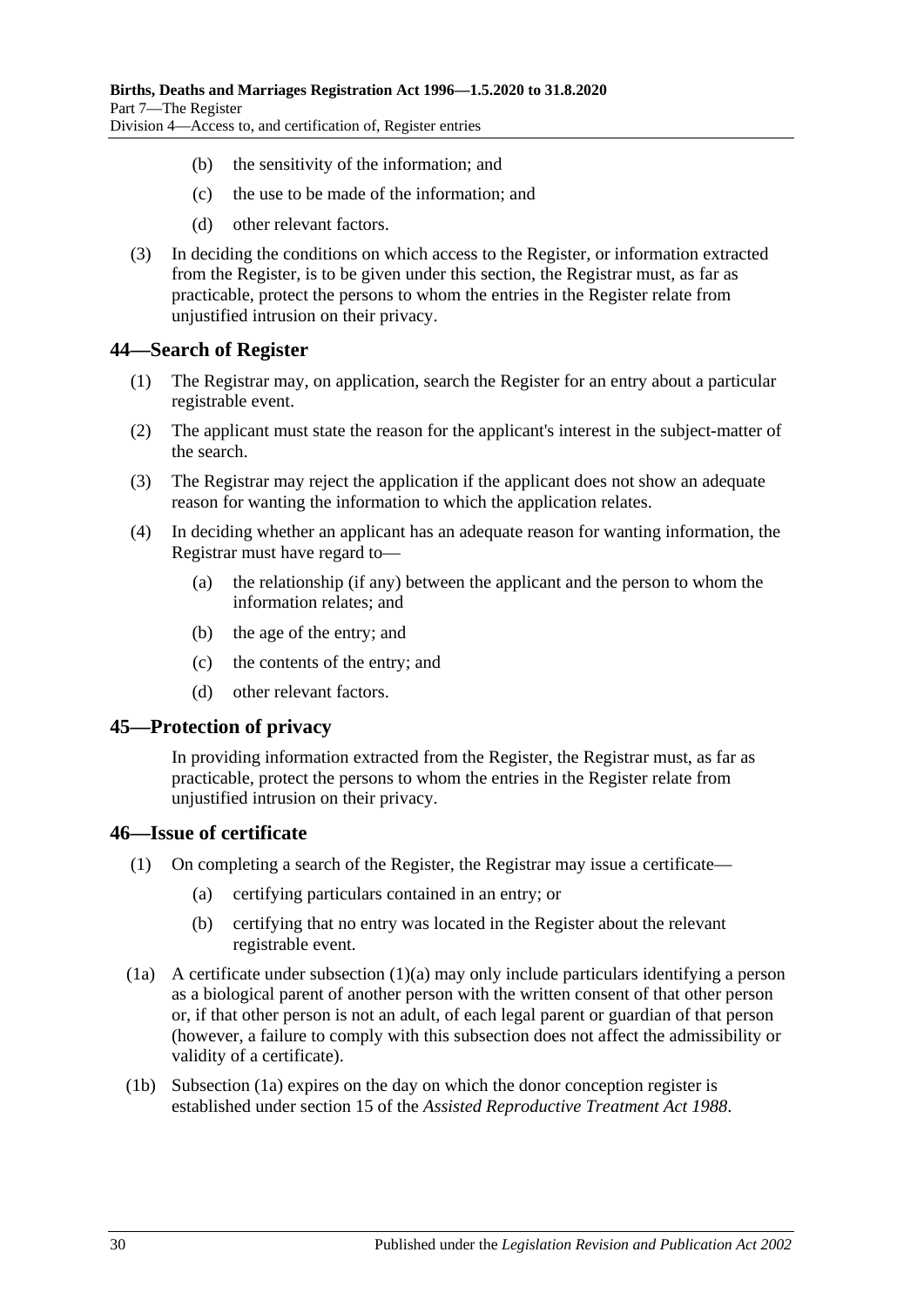(b) the sensitivity of the information; and

(c) the use to be made of the information; and

(d) other relevant factors.

(3) In deciding the conditions on which access to the Register, or information extracted from the Register, is to be given under this section, the Registrar must, as far as practicable, protect the persons to whom the entries in the Register relate from unjustified intrusion on their privacy.

## 44—Search of Register

(1) The Registrar may, on application, search the Register for an entry about a particular registrable event.

(2) The applicant must state the reason for the applicant's interest in the subject-matter of the search.

(3) The Registrar may reject the application if the applicant does not show an adequate reason for wanting the information to which the application relates.

(4) In deciding whether an applicant has an adequate reason for wanting information, the Registrar must have regard to—

(a) the relationship (if any) between the applicant and the person to whom the information relates; and

(b) the age of the entry; and

(c) the contents of the entry; and

(d) other relevant factors.

## 45—Protection of privacy

In providing information extracted from the Register, the Registrar must, as far as practicable, protect the persons to whom the entries in the Register relate from unjustified intrusion on their privacy.

## 46—Issue of certificate

(1) On completing a search of the Register, the Registrar may issue a certificate—

(a) certifying particulars contained in an entry; or

(b) certifying that no entry was located in the Register about the relevant registrable event.

(1a) A certificate under subsection (1)(a) may only include particulars identifying a person as a biological parent of another person with the written consent of that other person or, if that other person is not an adult, of each legal parent or guardian of that person (however, a failure to comply with this subsection does not affect the admissibility or validity of a certificate).

(1b) Subsection (1a) expires on the day on which the donor conception register is established under section 15 of the *Assisted Reproductive Treatment Act 1988*.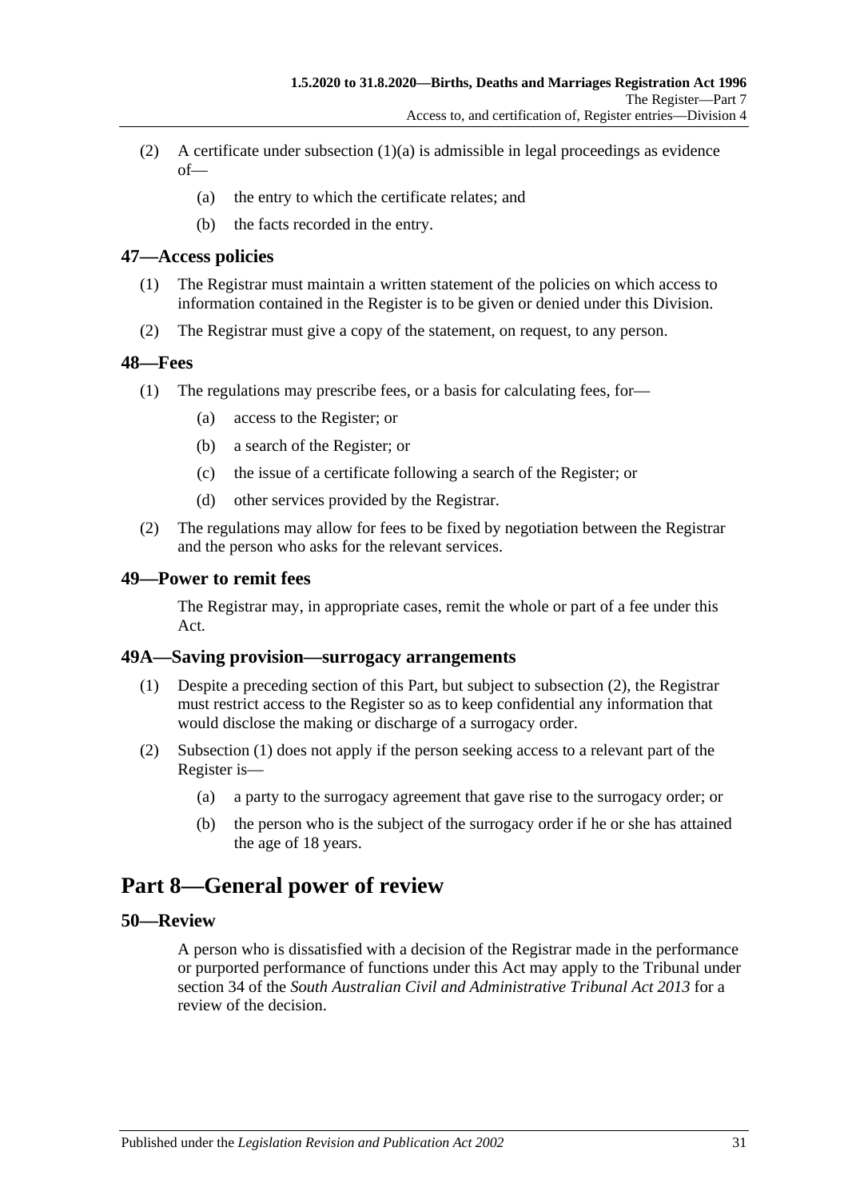(2) A certificate under subsection (1)(a) is admissible in legal proceedings as evidence of—

 (a) the entry to which the certificate relates; and

 (b) the facts recorded in the entry.

### 47—Access policies

(1) The Registrar must maintain a written statement of the policies on which access to information contained in the Register is to be given or denied under this Division.

(2) The Registrar must give a copy of the statement, on request, to any person.

### 48—Fees

(1) The regulations may prescribe fees, or a basis for calculating fees, for—

 (a) access to the Register; or

 (b) a search of the Register; or

 (c) the issue of a certificate following a search of the Register; or

 (d) other services provided by the Registrar.

(2) The regulations may allow for fees to be fixed by negotiation between the Registrar and the person who asks for the relevant services.

### 49—Power to remit fees

The Registrar may, in appropriate cases, remit the whole or part of a fee under this Act.

### 49A—Saving provision—surrogacy arrangements

(1) Despite a preceding section of this Part, but subject to subsection (2), the Registrar must restrict access to the Register so as to keep confidential any information that would disclose the making or discharge of a surrogacy order.

(2) Subsection (1) does not apply if the person seeking access to a relevant part of the Register is—

 (a) a party to the surrogacy agreement that gave rise to the surrogacy order; or

 (b) the person who is the subject of the surrogacy order if he or she has attained the age of 18 years.

## Part 8—General power of review

### 50—Review

A person who is dissatisfied with a decision of the Registrar made in the performance or purported performance of functions under this Act may apply to the Tribunal under section 34 of the *South Australian Civil and Administrative Tribunal Act 2013* for a review of the decision.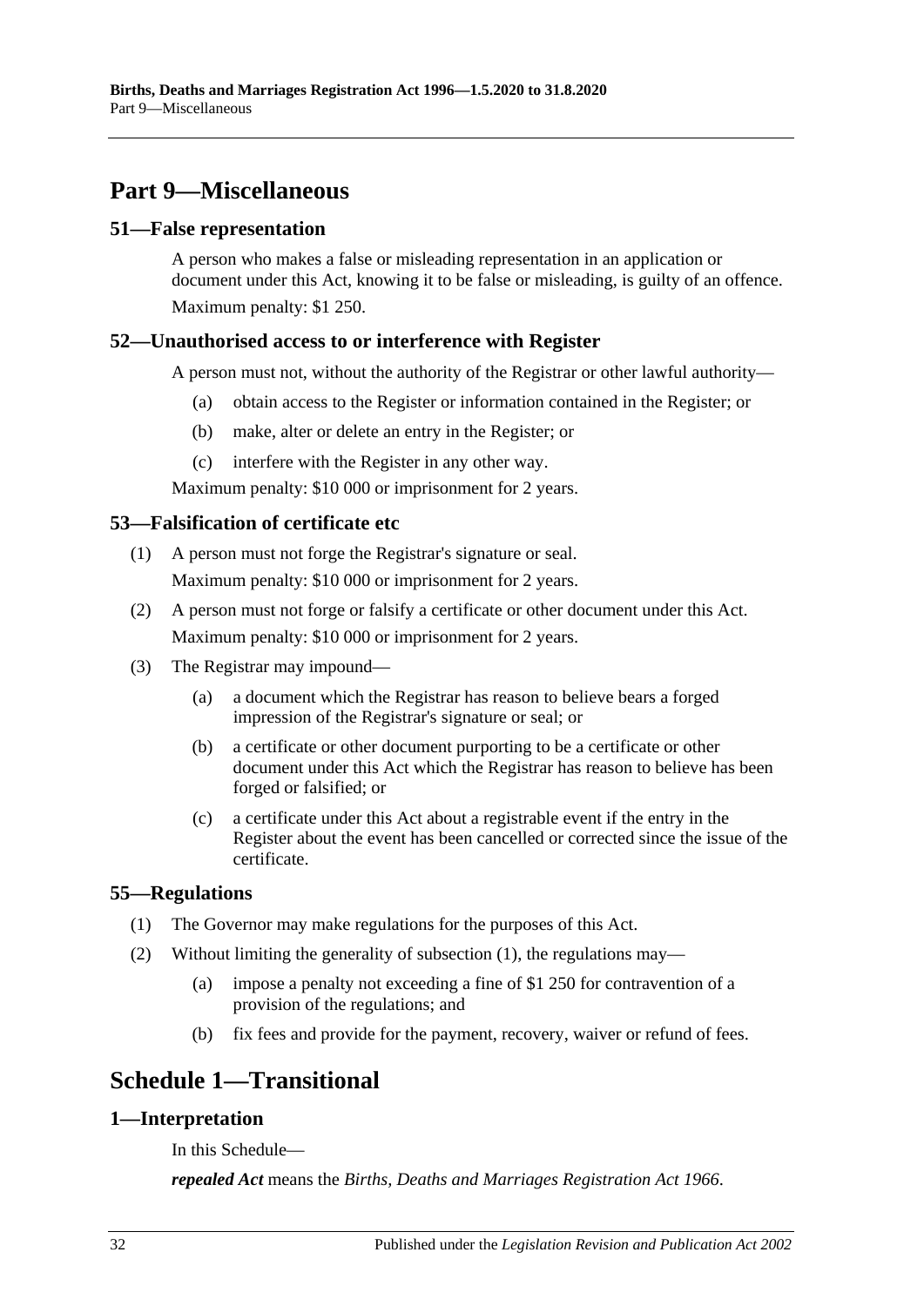# Part 9—Miscellaneous

## 51—False representation

A person who makes a false or misleading representation in an application or document under this Act, knowing it to be false or misleading, is guilty of an offence.

Maximum penalty: $1 250.

## 52—Unauthorised access to or interference with Register

A person must not, without the authority of the Registrar or other lawful authority—

(a) obtain access to the Register or information contained in the Register; or

(b) make, alter or delete an entry in the Register; or

(c) interfere with the Register in any other way.

Maximum penalty: $10 000 or imprisonment for 2 years.

## 53—Falsification of certificate etc

(1) A person must not forge the Registrar's signature or seal.

Maximum penalty: $10 000 or imprisonment for 2 years.

(2) A person must not forge or falsify a certificate or other document under this Act.

Maximum penalty: $10 000 or imprisonment for 2 years.

(3) The Registrar may impound—

(a) a document which the Registrar has reason to believe bears a forged impression of the Registrar's signature or seal; or

(b) a certificate or other document purporting to be a certificate or other document under this Act which the Registrar has reason to believe has been forged or falsified; or

(c) a certificate under this Act about a registrable event if the entry in the Register about the event has been cancelled or corrected since the issue of the certificate.

## 55—Regulations

(1) The Governor may make regulations for the purposes of this Act.

(2) Without limiting the generality of subsection (1), the regulations may—

(a) impose a penalty not exceeding a fine of $1 250 for contravention of a provision of the regulations; and

(b) fix fees and provide for the payment, recovery, waiver or refund of fees.

# Schedule 1—Transitional

## 1—Interpretation

In this Schedule—

***repealed Act*** means the *Births, Deaths and Marriages Registration Act 1966*.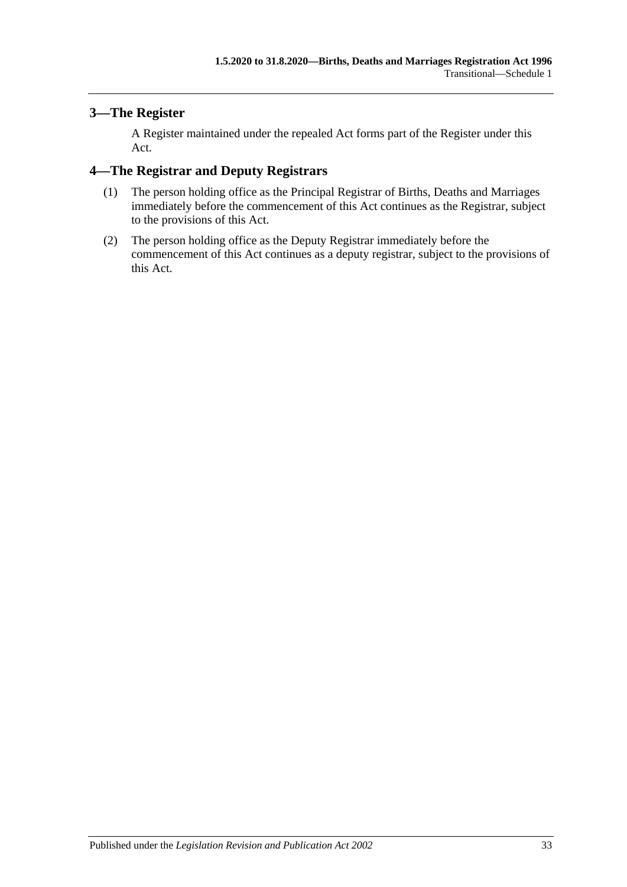## 3—The Register

A Register maintained under the repealed Act forms part of the Register under this Act.

## 4—The Registrar and Deputy Registrars

(1) The person holding office as the Principal Registrar of Births, Deaths and Marriages immediately before the commencement of this Act continues as the Registrar, subject to the provisions of this Act.

(2) The person holding office as the Deputy Registrar immediately before the commencement of this Act continues as a deputy registrar, subject to the provisions of this Act.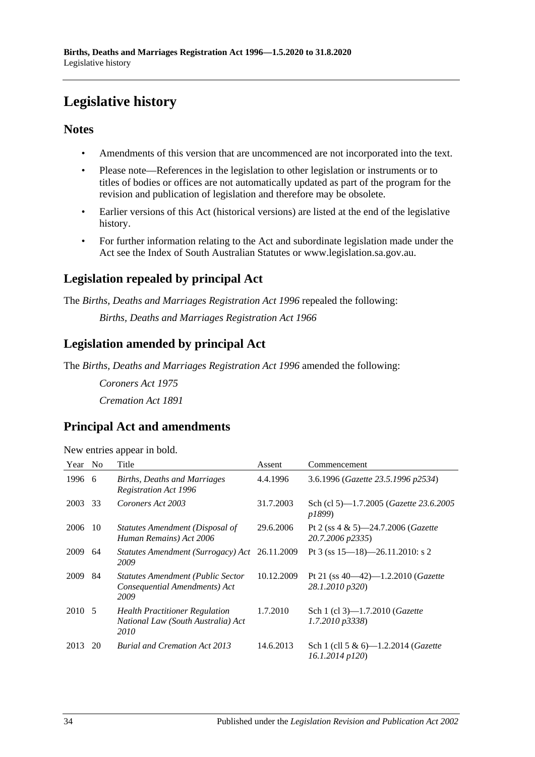# Legislative history

## Notes

- Amendments of this version that are uncommenced are not incorporated into the text.
- Please note—References in the legislation to other legislation or instruments or to titles of bodies or offices are not automatically updated as part of the program for the revision and publication of legislation and therefore may be obsolete.
- Earlier versions of this Act (historical versions) are listed at the end of the legislative history.
- For further information relating to the Act and subordinate legislation made under the Act see the Index of South Australian Statutes or www.legislation.sa.gov.au.

## Legislation repealed by principal Act

The *Births, Deaths and Marriages Registration Act 1996* repealed the following:

*Births, Deaths and Marriages Registration Act 1966*

## Legislation amended by principal Act

The *Births, Deaths and Marriages Registration Act 1996* amended the following:

*Coroners Act 1975*

*Cremation Act 1891*

## Principal Act and amendments

New entries appear in bold.

| Year | No | Title | Assent | Commencement |
|---|---|---|---|---|
| 1996 | 6 | *Births, Deaths and Marriages Registration Act 1996* | 4.4.1996 | 3.6.1996 (*Gazette 23.5.1996 p2534*) |
| 2003 | 33 | *Coroners Act 2003* | 31.7.2003 | Sch (cl 5)—1.7.2005 (*Gazette 23.6.2005 p1899*) |
| 2006 | 10 | *Statutes Amendment (Disposal of Human Remains) Act 2006* | 29.6.2006 | Pt 2 (ss 4 & 5)—24.7.2006 (*Gazette 20.7.2006 p2335*) |
| 2009 | 64 | *Statutes Amendment (Surrogacy) Act 2009* | 26.11.2009 | Pt 3 (ss 15—18)—26.11.2010: s 2 |
| 2009 | 84 | *Statutes Amendment (Public Sector Consequential Amendments) Act 2009* | 10.12.2009 | Pt 21 (ss 40—42)—1.2.2010 (*Gazette 28.1.2010 p320*) |
| 2010 | 5 | *Health Practitioner Regulation National Law (South Australia) Act 2010* | 1.7.2010 | Sch 1 (cl 3)—1.7.2010 (*Gazette 1.7.2010 p3338*) |
| 2013 | 20 | *Burial and Cremation Act 2013* | 14.6.2013 | Sch 1 (cll 5 & 6)—1.2.2014 (*Gazette 16.1.2014 p120*) |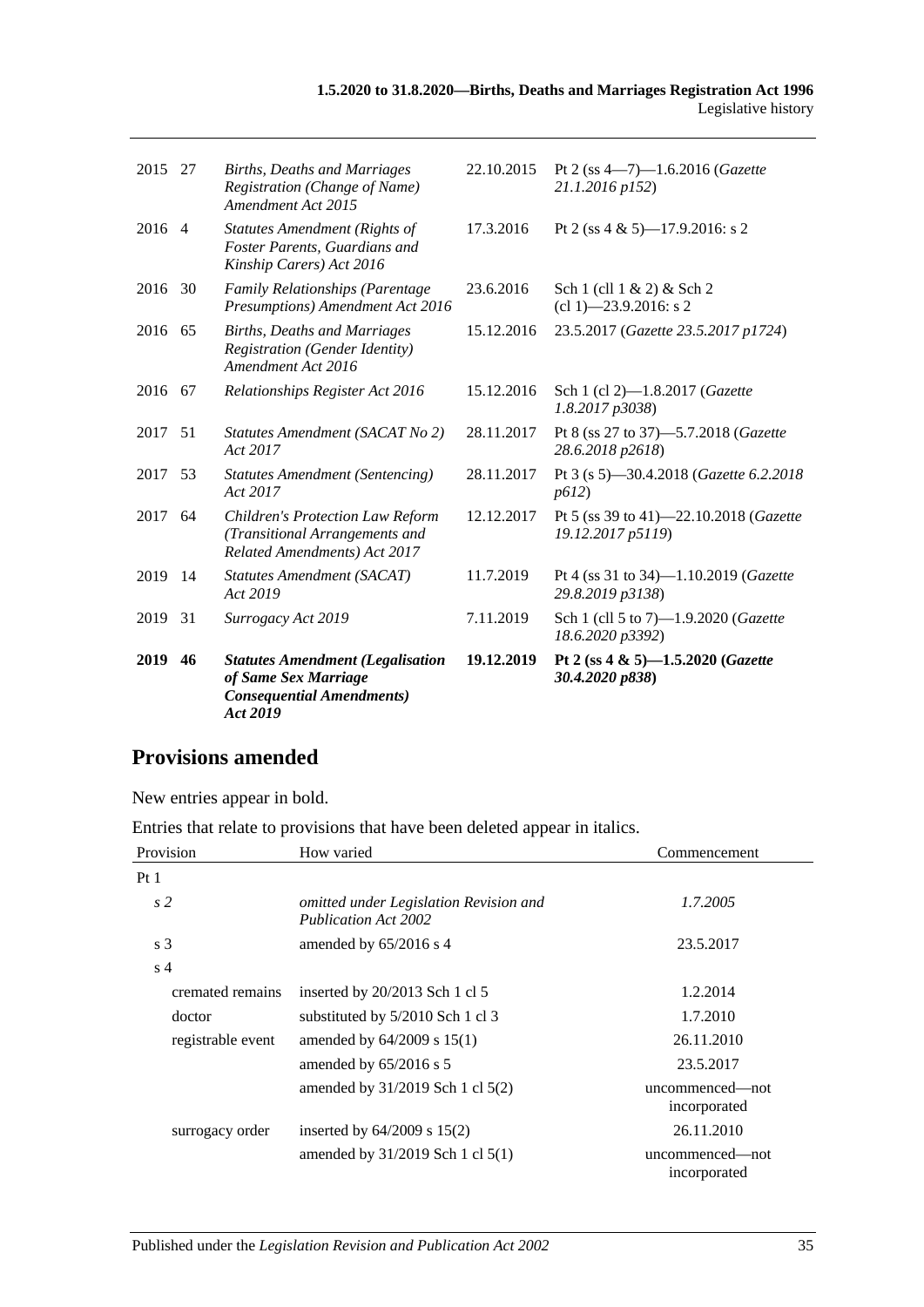| | | | | |
|---|---|---|---|---|
| 2015 | 27 | *Births, Deaths and Marriages Registration (Change of Name) Amendment Act 2015* | 22.10.2015 | Pt 2 (ss 4—7)—1.6.2016 (*Gazette 21.1.2016 p152*) |
| 2016 | 4 | *Statutes Amendment (Rights of Foster Parents, Guardians and Kinship Carers) Act 2016* | 17.3.2016 | Pt 2 (ss 4 & 5)—17.9.2016: s 2 |
| 2016 | 30 | *Family Relationships (Parentage Presumptions) Amendment Act 2016* | 23.6.2016 | Sch 1 (cll 1 & 2) & Sch 2 (cl 1)—23.9.2016: s 2 |
| 2016 | 65 | *Births, Deaths and Marriages Registration (Gender Identity) Amendment Act 2016* | 15.12.2016 | 23.5.2017 (*Gazette 23.5.2017 p1724*) |
| 2016 | 67 | *Relationships Register Act 2016* | 15.12.2016 | Sch 1 (cl 2)—1.8.2017 (*Gazette 1.8.2017 p3038*) |
| 2017 | 51 | *Statutes Amendment (SACAT No 2) Act 2017* | 28.11.2017 | Pt 8 (ss 27 to 37)—5.7.2018 (*Gazette 28.6.2018 p2618*) |
| 2017 | 53 | *Statutes Amendment (Sentencing) Act 2017* | 28.11.2017 | Pt 3 (s 5)—30.4.2018 (*Gazette 6.2.2018 p612*) |
| 2017 | 64 | *Children's Protection Law Reform (Transitional Arrangements and Related Amendments) Act 2017* | 12.12.2017 | Pt 5 (ss 39 to 41)—22.10.2018 (*Gazette 19.12.2017 p5119*) |
| 2019 | 14 | *Statutes Amendment (SACAT) Act 2019* | 11.7.2019 | Pt 4 (ss 31 to 34)—1.10.2019 (*Gazette 29.8.2019 p3138*) |
| 2019 | 31 | *Surrogacy Act 2019* | 7.11.2019 | Sch 1 (cll 5 to 7)—1.9.2020 (*Gazette 18.6.2020 p3392*) |
| **2019** | **46** | ***Statutes Amendment (Legalisation of Same Sex Marriage Consequential Amendments) Act 2019*** | **19.12.2019** | **Pt 2 (ss 4 & 5)—1.5.2020 (*Gazette 30.4.2020 p838*)** |

## Provisions amended

New entries appear in bold.

Entries that relate to provisions that have been deleted appear in italics.

| Provision | How varied | Commencement |
|---|---|---|
| Pt 1 | | |
| *s 2* | *omitted under Legislation Revision and Publication Act 2002* | *1.7.2005* |
| s 3 | amended by 65/2016 s 4 | 23.5.2017 |
| s 4 | | |
| cremated remains | inserted by 20/2013 Sch 1 cl 5 | 1.2.2014 |
| doctor | substituted by 5/2010 Sch 1 cl 3 | 1.7.2010 |
| registrable event | amended by 64/2009 s 15(1) | 26.11.2010 |
| | amended by 65/2016 s 5 | 23.5.2017 |
| | amended by 31/2019 Sch 1 cl 5(2) | uncommenced—not incorporated |
| surrogacy order | inserted by 64/2009 s 15(2) | 26.11.2010 |
| | amended by 31/2019 Sch 1 cl 5(1) | uncommenced—not incorporated |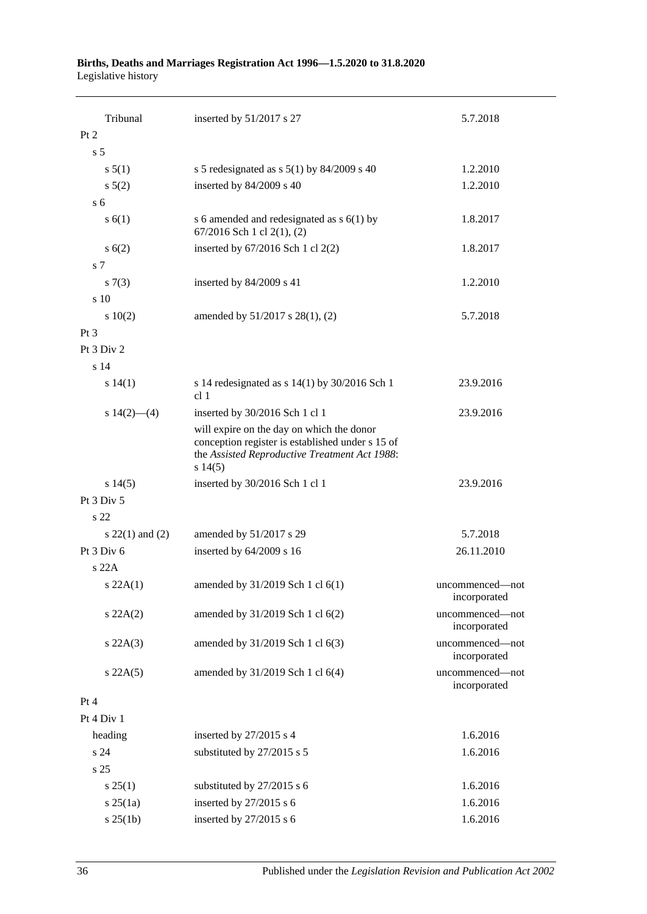| | | |
|---|---|---|
| Tribunal | inserted by 51/2017 s 27 | 5.7.2018 |
| Pt 2 | | |
| s 5 | | |
| s 5(1) | s 5 redesignated as s 5(1) by 84/2009 s 40 | 1.2.2010 |
| s 5(2) | inserted by 84/2009 s 40 | 1.2.2010 |
| s 6 | | |
| s 6(1) | s 6 amended and redesignated as s 6(1) by 67/2016 Sch 1 cl 2(1), (2) | 1.8.2017 |
| s 6(2) | inserted by 67/2016 Sch 1 cl 2(2) | 1.8.2017 |
| s 7 | | |
| s 7(3) | inserted by 84/2009 s 41 | 1.2.2010 |
| s 10 | | |
| s 10(2) | amended by 51/2017 s 28(1), (2) | 5.7.2018 |
| Pt 3 | | |
| Pt 3 Div 2 | | |
| s 14 | | |
| s 14(1) | s 14 redesignated as s 14(1) by 30/2016 Sch 1 cl 1 | 23.9.2016 |
| s 14(2)—(4) | inserted by 30/2016 Sch 1 cl 1 | 23.9.2016 |
| | will expire on the day on which the donor conception register is established under s 15 of the *Assisted Reproductive Treatment Act 1988*: s 14(5) | |
| s 14(5) | inserted by 30/2016 Sch 1 cl 1 | 23.9.2016 |
| Pt 3 Div 5 | | |
| s 22 | | |
| s 22(1) and (2) | amended by 51/2017 s 29 | 5.7.2018 |
| Pt 3 Div 6 | inserted by 64/2009 s 16 | 26.11.2010 |
| s 22A | | |
| s 22A(1) | amended by 31/2019 Sch 1 cl 6(1) | uncommenced—not incorporated |
| s 22A(2) | amended by 31/2019 Sch 1 cl 6(2) | uncommenced—not incorporated |
| s 22A(3) | amended by 31/2019 Sch 1 cl 6(3) | uncommenced—not incorporated |
| s 22A(5) | amended by 31/2019 Sch 1 cl 6(4) | uncommenced—not incorporated |
| Pt 4 | | |
| Pt 4 Div 1 | | |
| heading | inserted by 27/2015 s 4 | 1.6.2016 |
| s 24 | substituted by 27/2015 s 5 | 1.6.2016 |
| s 25 | | |
| s 25(1) | substituted by 27/2015 s 6 | 1.6.2016 |
| s 25(1a) | inserted by 27/2015 s 6 | 1.6.2016 |
| s 25(1b) | inserted by 27/2015 s 6 | 1.6.2016 |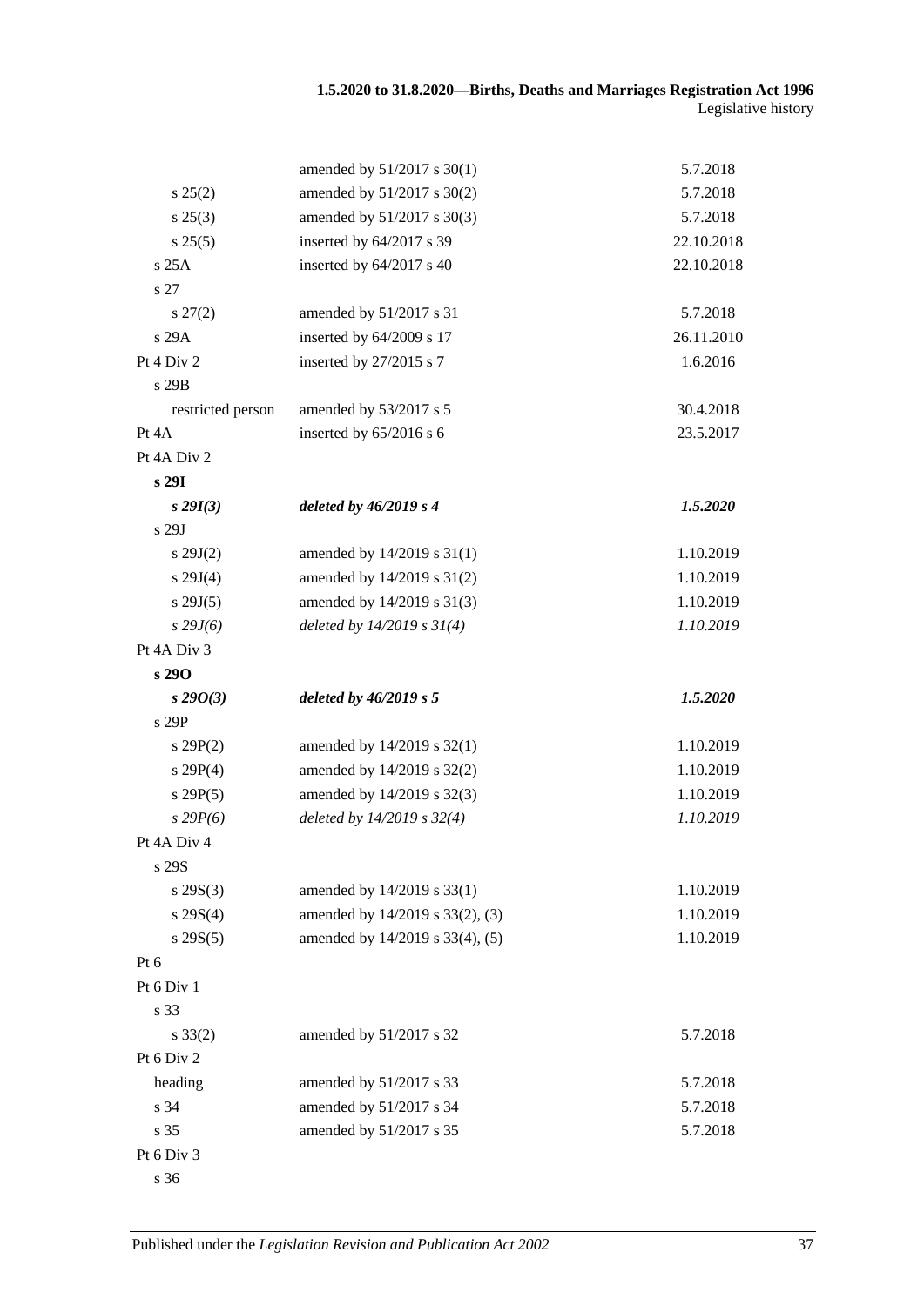| | | |
|---|---|---|
| | amended by 51/2017 s 30(1) | 5.7.2018 |
| s 25(2) | amended by 51/2017 s 30(2) | 5.7.2018 |
| s 25(3) | amended by 51/2017 s 30(3) | 5.7.2018 |
| s 25(5) | inserted by 64/2017 s 39 | 22.10.2018 |
| s 25A | inserted by 64/2017 s 40 | 22.10.2018 |
| s 27 | | |
| s 27(2) | amended by 51/2017 s 31 | 5.7.2018 |
| s 29A | inserted by 64/2009 s 17 | 26.11.2010 |
| Pt 4 Div 2 | inserted by 27/2015 s 7 | 1.6.2016 |
| s 29B | | |
| restricted person | amended by 53/2017 s 5 | 30.4.2018 |
| Pt 4A | inserted by 65/2016 s 6 | 23.5.2017 |
| Pt 4A Div 2 | | |
| **s 29I** | | |
| ***s 29I(3)*** | ***deleted by 46/2019 s 4*** | ***1.5.2020*** |
| s 29J | | |
| s 29J(2) | amended by 14/2019 s 31(1) | 1.10.2019 |
| s 29J(4) | amended by 14/2019 s 31(2) | 1.10.2019 |
| s 29J(5) | amended by 14/2019 s 31(3) | 1.10.2019 |
| *s 29J(6)* | *deleted by 14/2019 s 31(4)* | *1.10.2019* |
| Pt 4A Div 3 | | |
| **s 29O** | | |
| ***s 29O(3)*** | ***deleted by 46/2019 s 5*** | ***1.5.2020*** |
| s 29P | | |
| s 29P(2) | amended by 14/2019 s 32(1) | 1.10.2019 |
| s 29P(4) | amended by 14/2019 s 32(2) | 1.10.2019 |
| s 29P(5) | amended by 14/2019 s 32(3) | 1.10.2019 |
| *s 29P(6)* | *deleted by 14/2019 s 32(4)* | *1.10.2019* |
| Pt 4A Div 4 | | |
| s 29S | | |
| s 29S(3) | amended by 14/2019 s 33(1) | 1.10.2019 |
| s 29S(4) | amended by 14/2019 s 33(2), (3) | 1.10.2019 |
| s 29S(5) | amended by 14/2019 s 33(4), (5) | 1.10.2019 |
| Pt 6 | | |
| Pt 6 Div 1 | | |
| s 33 | | |
| s 33(2) | amended by 51/2017 s 32 | 5.7.2018 |
| Pt 6 Div 2 | | |
| heading | amended by 51/2017 s 33 | 5.7.2018 |
| s 34 | amended by 51/2017 s 34 | 5.7.2018 |
| s 35 | amended by 51/2017 s 35 | 5.7.2018 |
| Pt 6 Div 3 | | |
| s 36 | | |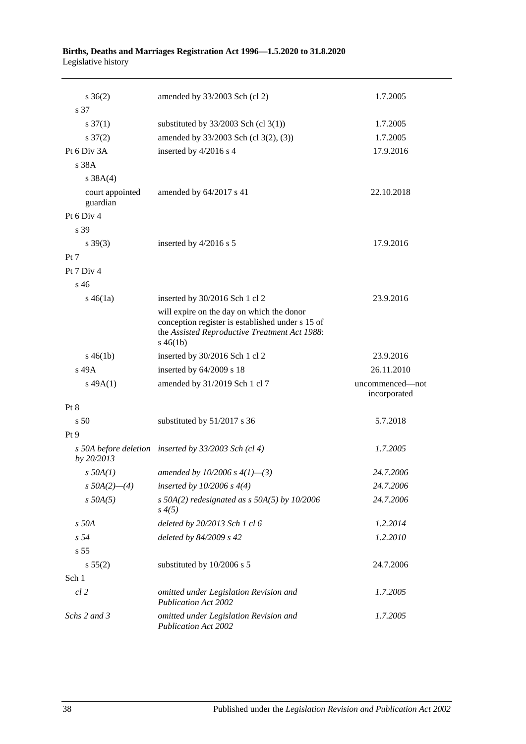| | | |
|---|---|---|
| s 36(2) | amended by 33/2003 Sch (cl 2) | 1.7.2005 |
| s 37 | | |
| s 37(1) | substituted by 33/2003 Sch (cl 3(1)) | 1.7.2005 |
| s 37(2) | amended by 33/2003 Sch (cl 3(2), (3)) | 1.7.2005 |
| Pt 6 Div 3A | inserted by 4/2016 s 4 | 17.9.2016 |
| s 38A | | |
| s 38A(4) | | |
| court appointed guardian | amended by 64/2017 s 41 | 22.10.2018 |
| Pt 6 Div 4 | | |
| s 39 | | |
| s 39(3) | inserted by 4/2016 s 5 | 17.9.2016 |
| Pt 7 | | |
| Pt 7 Div 4 | | |
| s 46 | | |
| s 46(1a) | inserted by 30/2016 Sch 1 cl 2 | 23.9.2016 |
| | will expire on the day on which the donor conception register is established under s 15 of the *Assisted Reproductive Treatment Act 1988*: s 46(1b) | |
| s 46(1b) | inserted by 30/2016 Sch 1 cl 2 | 23.9.2016 |
| s 49A | inserted by 64/2009 s 18 | 26.11.2010 |
| s 49A(1) | amended by 31/2019 Sch 1 cl 7 | uncommenced—not incorporated |
| Pt 8 | | |
| s 50 | substituted by 51/2017 s 36 | 5.7.2018 |
| Pt 9 | | |
| *s 50A before deletion by 20/2013* | *inserted by 33/2003 Sch (cl 4)* | *1.7.2005* |
| *s 50A(1)* | *amended by 10/2006 s 4(1)—(3)* | *24.7.2006* |
| *s 50A(2)—(4)* | *inserted by 10/2006 s 4(4)* | *24.7.2006* |
| *s 50A(5)* | *s 50A(2) redesignated as s 50A(5) by 10/2006 s 4(5)* | *24.7.2006* |
| *s 50A* | *deleted by 20/2013 Sch 1 cl 6* | *1.2.2014* |
| *s 54* | *deleted by 84/2009 s 42* | *1.2.2010* |
| s 55 | | |
| s 55(2) | substituted by 10/2006 s 5 | 24.7.2006 |
| Sch 1 | | |
| *cl 2* | *omitted under Legislation Revision and Publication Act 2002* | *1.7.2005* |
| *Schs 2 and 3* | *omitted under Legislation Revision and Publication Act 2002* | *1.7.2005* |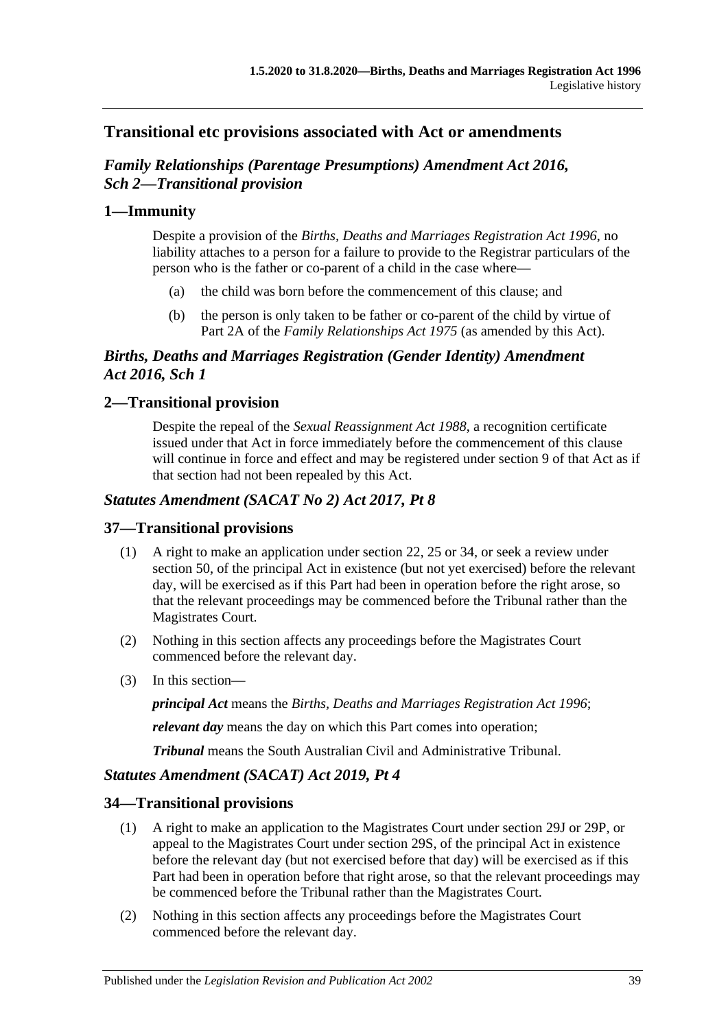## Transitional etc provisions associated with Act or amendments

### *Family Relationships (Parentage Presumptions) Amendment Act 2016, Sch 2—Transitional provision*

### 1—Immunity

Despite a provision of the *Births, Deaths and Marriages Registration Act 1996*, no liability attaches to a person for a failure to provide to the Registrar particulars of the person who is the father or co-parent of a child in the case where—

(a) the child was born before the commencement of this clause; and

(b) the person is only taken to be father or co-parent of the child by virtue of Part 2A of the *Family Relationships Act 1975* (as amended by this Act).

### *Births, Deaths and Marriages Registration (Gender Identity) Amendment Act 2016, Sch 1*

### 2—Transitional provision

Despite the repeal of the *Sexual Reassignment Act 1988*, a recognition certificate issued under that Act in force immediately before the commencement of this clause will continue in force and effect and may be registered under section 9 of that Act as if that section had not been repealed by this Act.

### *Statutes Amendment (SACAT No 2) Act 2017, Pt 8*

### 37—Transitional provisions

(1) A right to make an application under section 22, 25 or 34, or seek a review under section 50, of the principal Act in existence (but not yet exercised) before the relevant day, will be exercised as if this Part had been in operation before the right arose, so that the relevant proceedings may be commenced before the Tribunal rather than the Magistrates Court.

(2) Nothing in this section affects any proceedings before the Magistrates Court commenced before the relevant day.

(3) In this section—

***principal Act*** means the *Births, Deaths and Marriages Registration Act 1996*;

***relevant day*** means the day on which this Part comes into operation;

***Tribunal*** means the South Australian Civil and Administrative Tribunal.

### *Statutes Amendment (SACAT) Act 2019, Pt 4*

### 34—Transitional provisions

(1) A right to make an application to the Magistrates Court under section 29J or 29P, or appeal to the Magistrates Court under section 29S, of the principal Act in existence before the relevant day (but not exercised before that day) will be exercised as if this Part had been in operation before that right arose, so that the relevant proceedings may be commenced before the Tribunal rather than the Magistrates Court.

(2) Nothing in this section affects any proceedings before the Magistrates Court commenced before the relevant day.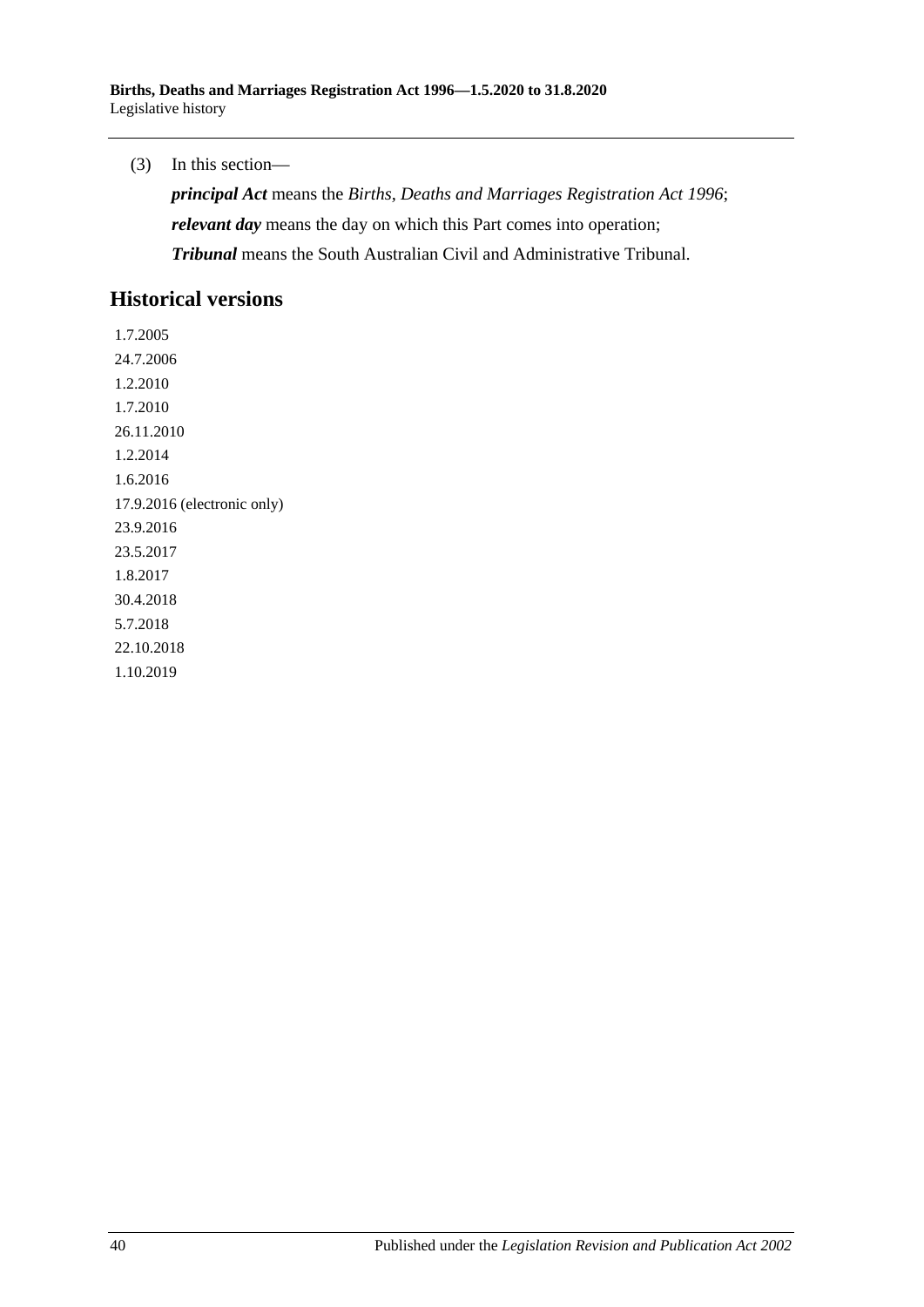(3) In this section—

***principal Act*** means the *Births, Deaths and Marriages Registration Act 1996*;

***relevant day*** means the day on which this Part comes into operation;

***Tribunal*** means the South Australian Civil and Administrative Tribunal.

## Historical versions

1.7.2005

24.7.2006

1.2.2010

1.7.2010

26.11.2010

1.2.2014

1.6.2016

17.9.2016 (electronic only)

23.9.2016

23.5.2017

1.8.2017

30.4.2018

5.7.2018

22.10.2018

1.10.2019